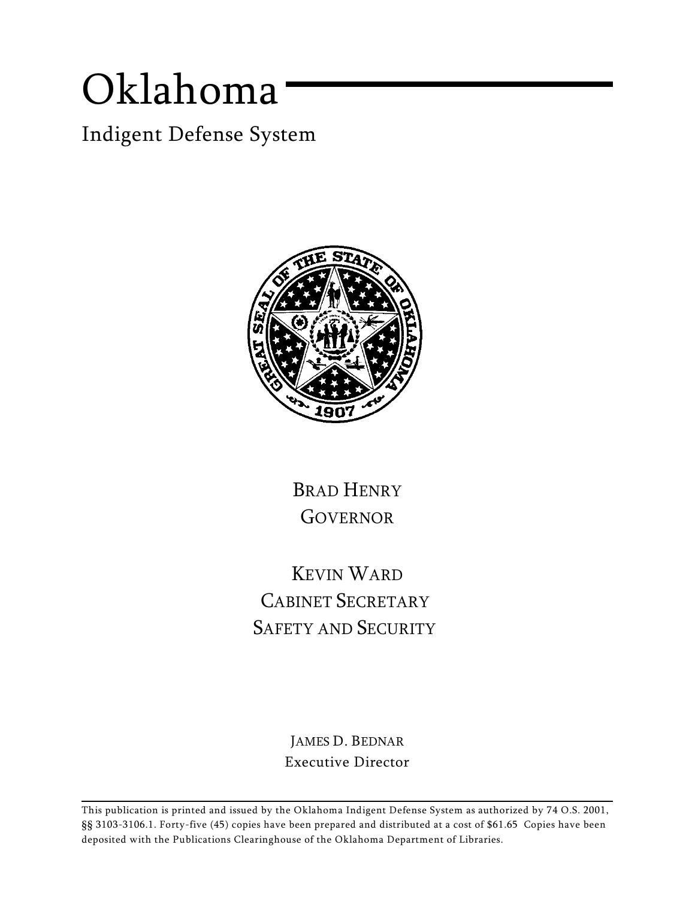# Oklahoma

## Indigent Defense System

BRAD HENRY
GOVERNOR

KEVIN WARD
CABINET SECRETARY
SAFETY AND SECURITY

JAMES D. BEDNAR
Executive Director

This publication is printed and issued by the Oklahoma Indigent Defense System as authorized by 74 O.S. 2001, §§ 3103-3106.1. Forty-five (45) copies have been prepared and distributed at a cost of $61.65 Copies have been deposited with the Publications Clearinghouse of the Oklahoma Department of Libraries.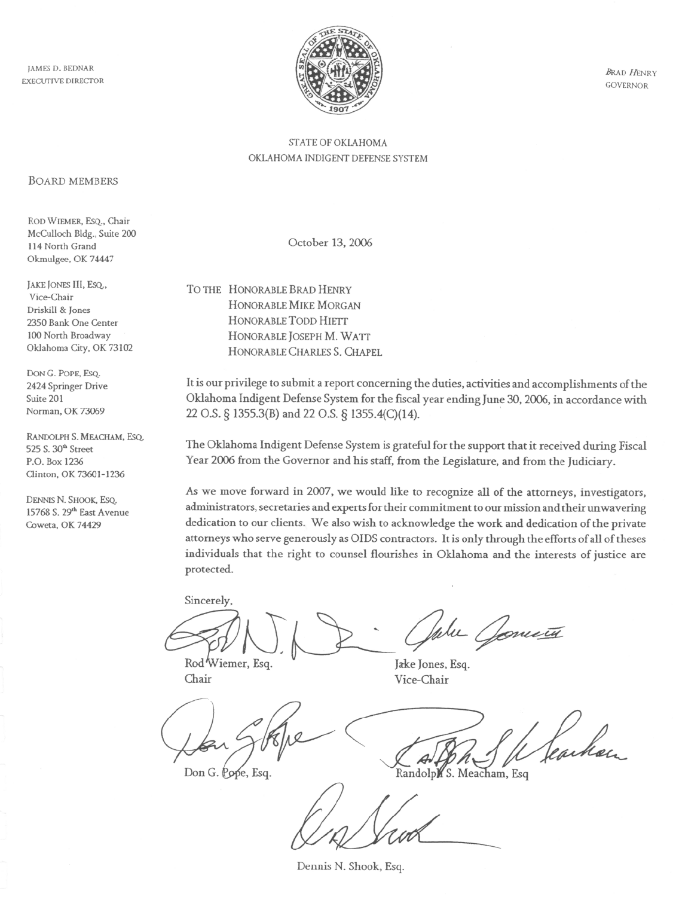JAMES D. BEDNAR
EXECUTIVE DIRECTOR

BRAD HENRY
GOVERNOR

STATE OF OKLAHOMA
OKLAHOMA INDIGENT DEFENSE SYSTEM

BOARD MEMBERS

ROD WIEMER, ESQ., Chair
McCulloch Bldg., Suite 200
114 North Grand
Okmulgee, OK 74447

JAKE JONES III, ESQ.,
Vice-Chair
Driskill & Jones
2350 Bank One Center
100 North Broadway
Oklahoma City, OK 73102

DON G. POPE, ESQ.
2424 Springer Drive
Suite 201
Norman, OK 73069

RANDOLPH S. MEACHAM, ESQ.
525 S. 30th Street
P.O. Box 1236
Clinton, OK 73601-1236

DENNIS N. SHOOK, ESQ.
15768 S. 29th East Avenue
Coweta, OK 74429

October 13, 2006

TO THE HONORABLE BRAD HENRY
HONORABLE MIKE MORGAN
HONORABLE TODD HIETT
HONORABLE JOSEPH M. WATT
HONORABLE CHARLES S. CHAPEL

It is our privilege to submit a report concerning the duties, activities and accomplishments of the Oklahoma Indigent Defense System for the fiscal year ending June 30, 2006, in accordance with 22 O.S. § 1355.3(B) and 22 O.S. § 1355.4(C)(14).

The Oklahoma Indigent Defense System is grateful for the support that it received during Fiscal Year 2006 from the Governor and his staff, from the Legislature, and from the Judiciary.

As we move forward in 2007, we would like to recognize all of the attorneys, investigators, administrators, secretaries and experts for their commitment to our mission and their unwavering dedication to our clients. We also wish to acknowledge the work and dedication of the private attorneys who serve generously as OIDS contractors. It is only through the efforts of all of theses individuals that the right to counsel flourishes in Oklahoma and the interests of justice are protected.

Sincerely,

Rod Wiemer, Esq.
Chair

Jake Jones, Esq.
Vice-Chair

Don G. Pope, Esq.

Randolph S. Meacham, Esq

Dennis N. Shook, Esq.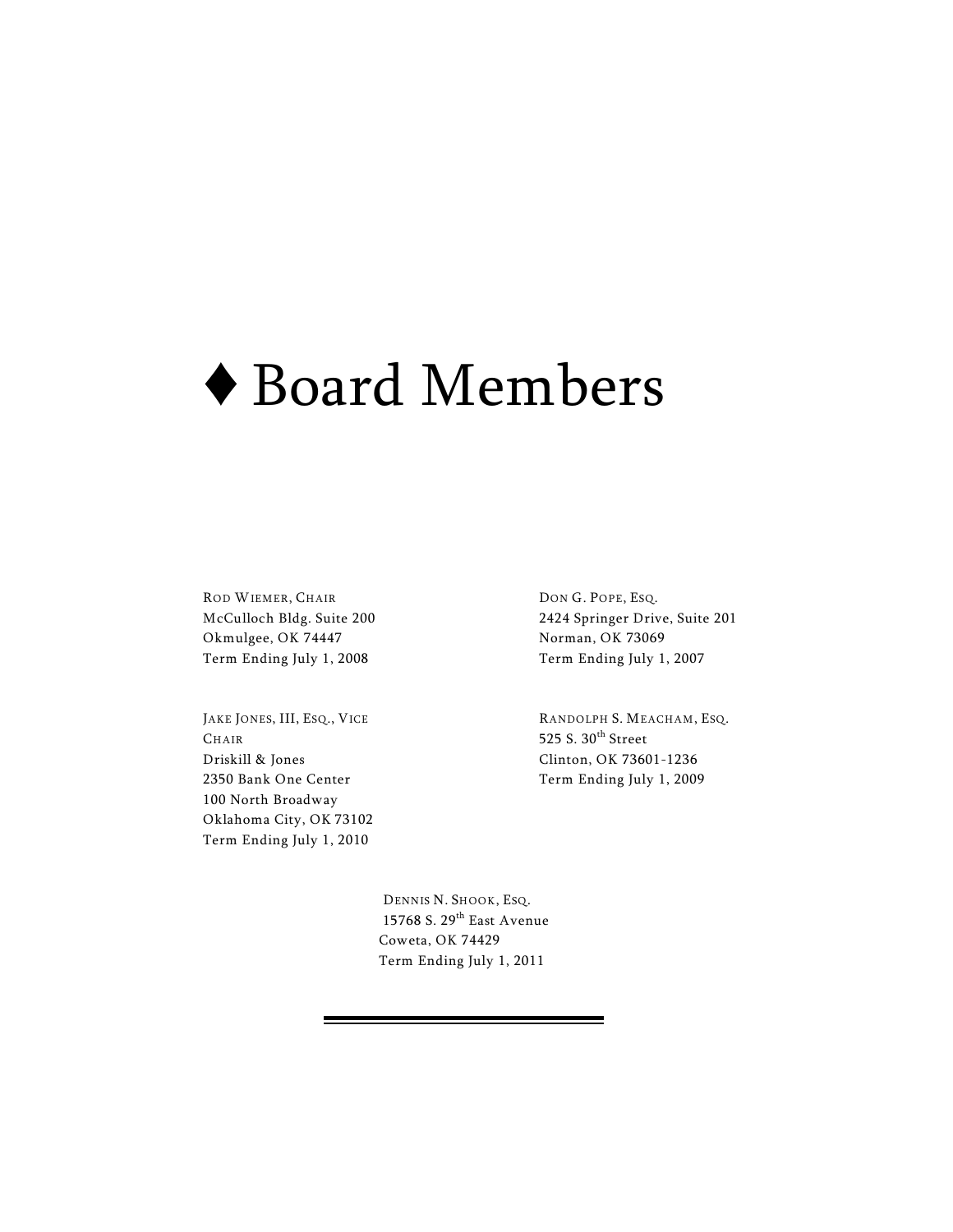# ♦ Board Members

ROD WIEMER, CHAIR
McCulloch Bldg. Suite 200
Okmulgee, OK 74447
Term Ending July 1, 2008

JAKE JONES, III, ESQ., VICE CHAIR
Driskill & Jones
2350 Bank One Center
100 North Broadway
Oklahoma City, OK 73102
Term Ending July 1, 2010

DON G. POPE, ESQ.
2424 Springer Drive, Suite 201
Norman, OK 73069
Term Ending July 1, 2007

RANDOLPH S. MEACHAM, ESQ.
525 S. 30th Street
Clinton, OK 73601-1236
Term Ending July 1, 2009

DENNIS N. SHOOK, ESQ.
15768 S. 29th East Avenue
Coweta, OK 74429
Term Ending July 1, 2011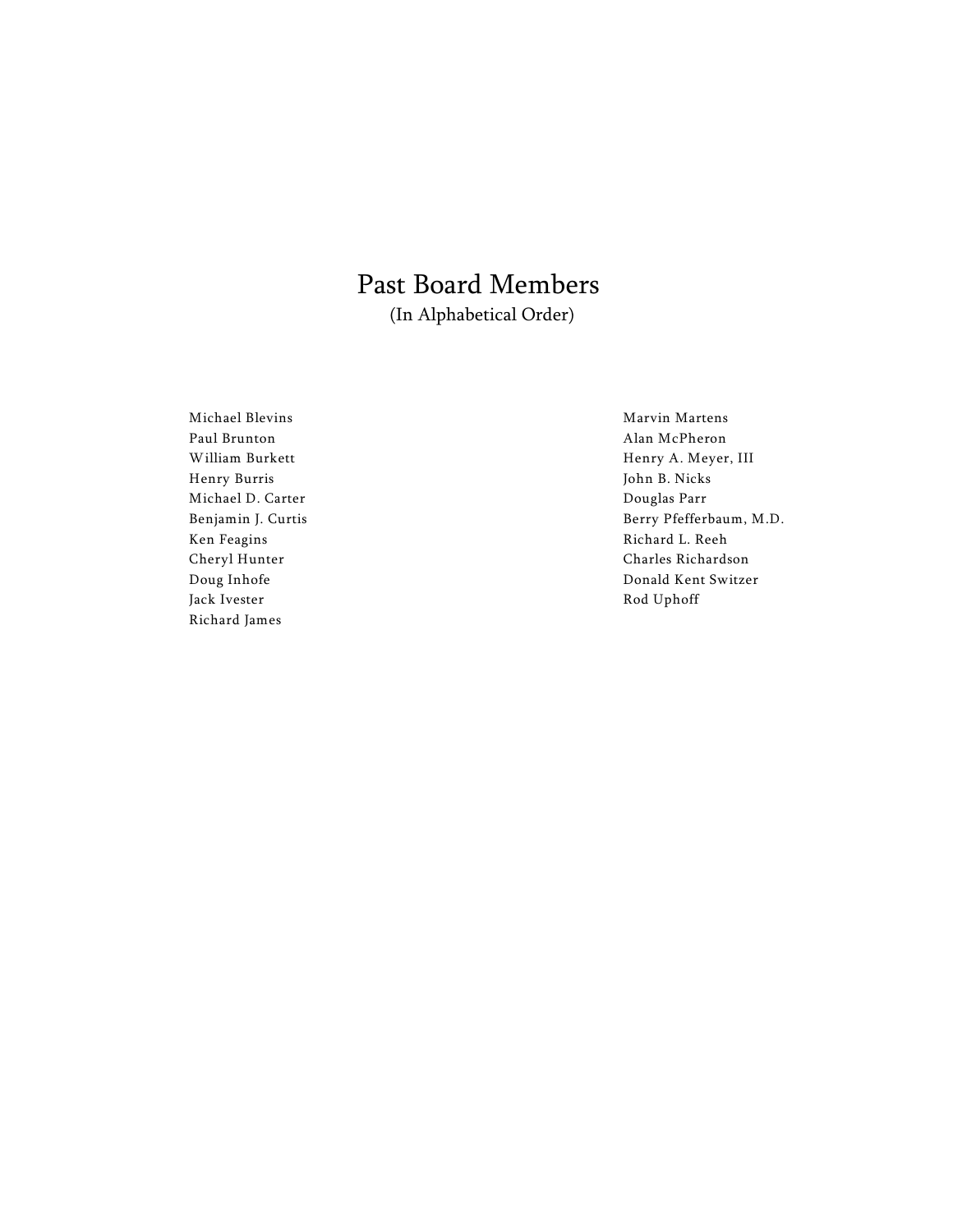# Past Board Members

(In Alphabetical Order)

Michael Blevins
Paul Brunton
William Burkett
Henry Burris
Michael D. Carter
Benjamin J. Curtis
Ken Feagins
Cheryl Hunter
Doug Inhofe
Jack Ivester
Richard James
Marvin Martens
Alan McPheron
Henry A. Meyer, III
John B. Nicks
Douglas Parr
Berry Pfefferbaum, M.D.
Richard L. Reeh
Charles Richardson
Donald Kent Switzer
Rod Uphoff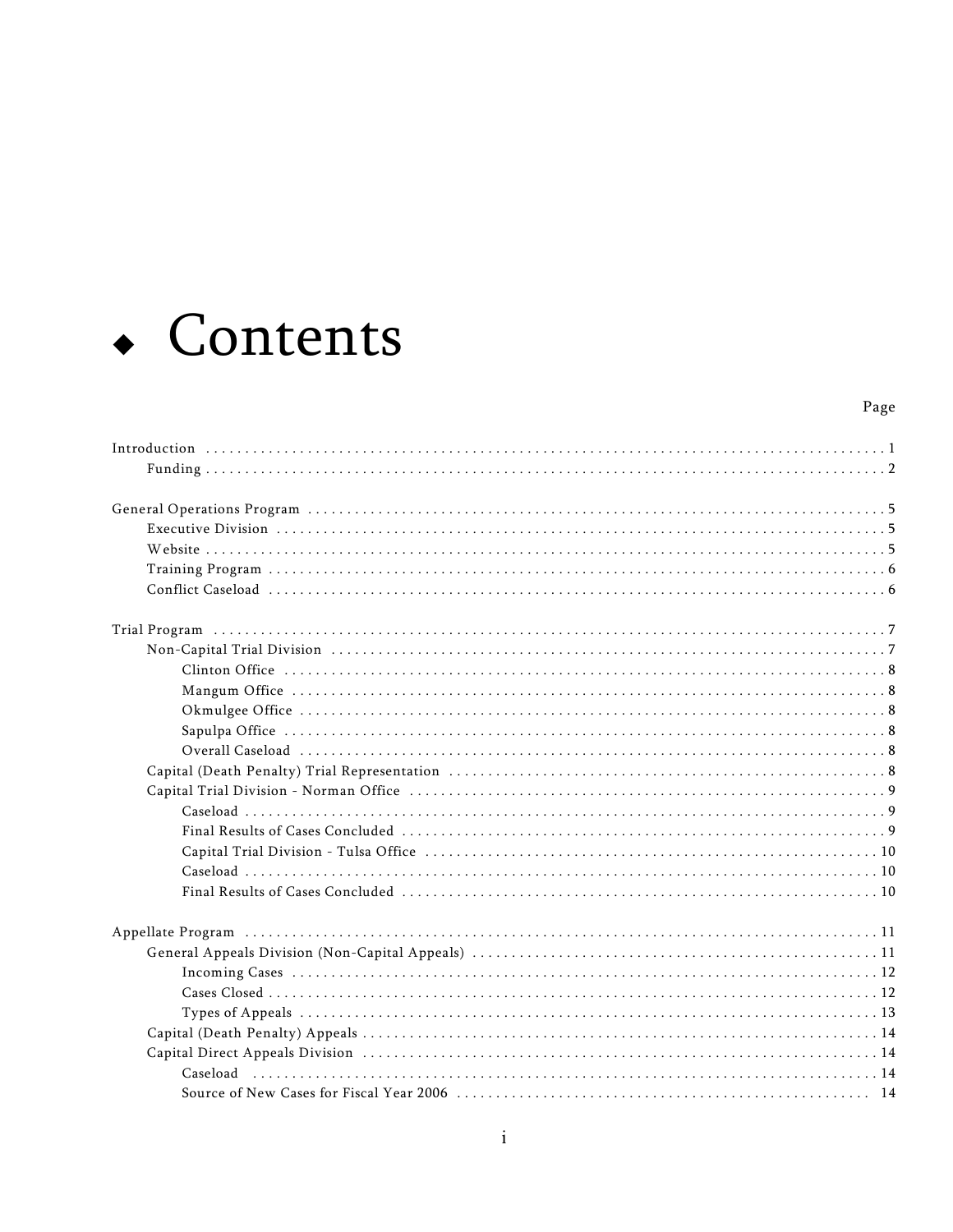# ◆ Contents

Page

Introduction . . . . . 1
- Funding . . . . . 2

General Operations Program . . . . . 5
- Executive Division . . . . . 5
- Website . . . . . 5
- Training Program . . . . . 6
- Conflict Caseload . . . . . 6

Trial Program . . . . . 7
- Non-Capital Trial Division . . . . . 7
  - Clinton Office . . . . . 8
  - Mangum Office . . . . . 8
  - Okmulgee Office . . . . . 8
  - Sapulpa Office . . . . . 8
  - Overall Caseload . . . . . 8
- Capital (Death Penalty) Trial Representation . . . . . 8
- Capital Trial Division - Norman Office . . . . . 9
  - Caseload . . . . . 9
  - Final Results of Cases Concluded . . . . . 9
  - Capital Trial Division - Tulsa Office . . . . . 10
  - Caseload . . . . . 10
  - Final Results of Cases Concluded . . . . . 10

Appellate Program . . . . . 11
- General Appeals Division (Non-Capital Appeals) . . . . . 11
  - Incoming Cases . . . . . 12
  - Cases Closed . . . . . 12
  - Types of Appeals . . . . . 13
- Capital (Death Penalty) Appeals . . . . . 14
- Capital Direct Appeals Division . . . . . 14
  - Caseload . . . . . 14
  - Source of New Cases for Fiscal Year 2006 . . . . . 14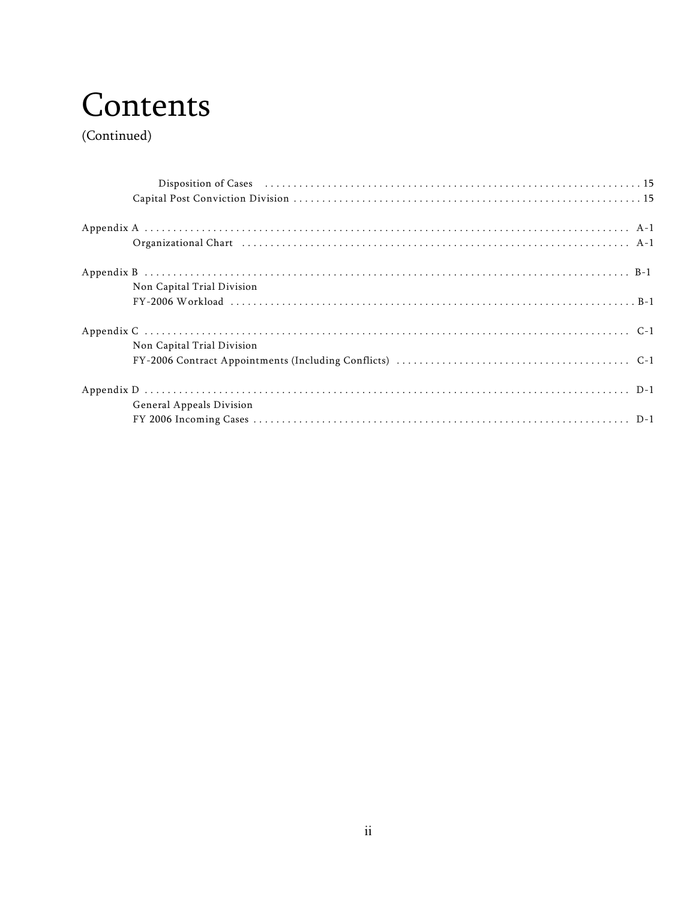# Contents

(Continued)

- Disposition of Cases ..... 15
- Capital Post Conviction Division ..... 15

Appendix A ..... A-1
- Organizational Chart ..... A-1

Appendix B ..... B-1
- Non Capital Trial Division
  FY-2006 Workload ..... B-1

Appendix C ..... C-1
- Non Capital Trial Division
  FY-2006 Contract Appointments (Including Conflicts) ..... C-1

Appendix D ..... D-1
- General Appeals Division
  FY 2006 Incoming Cases ..... D-1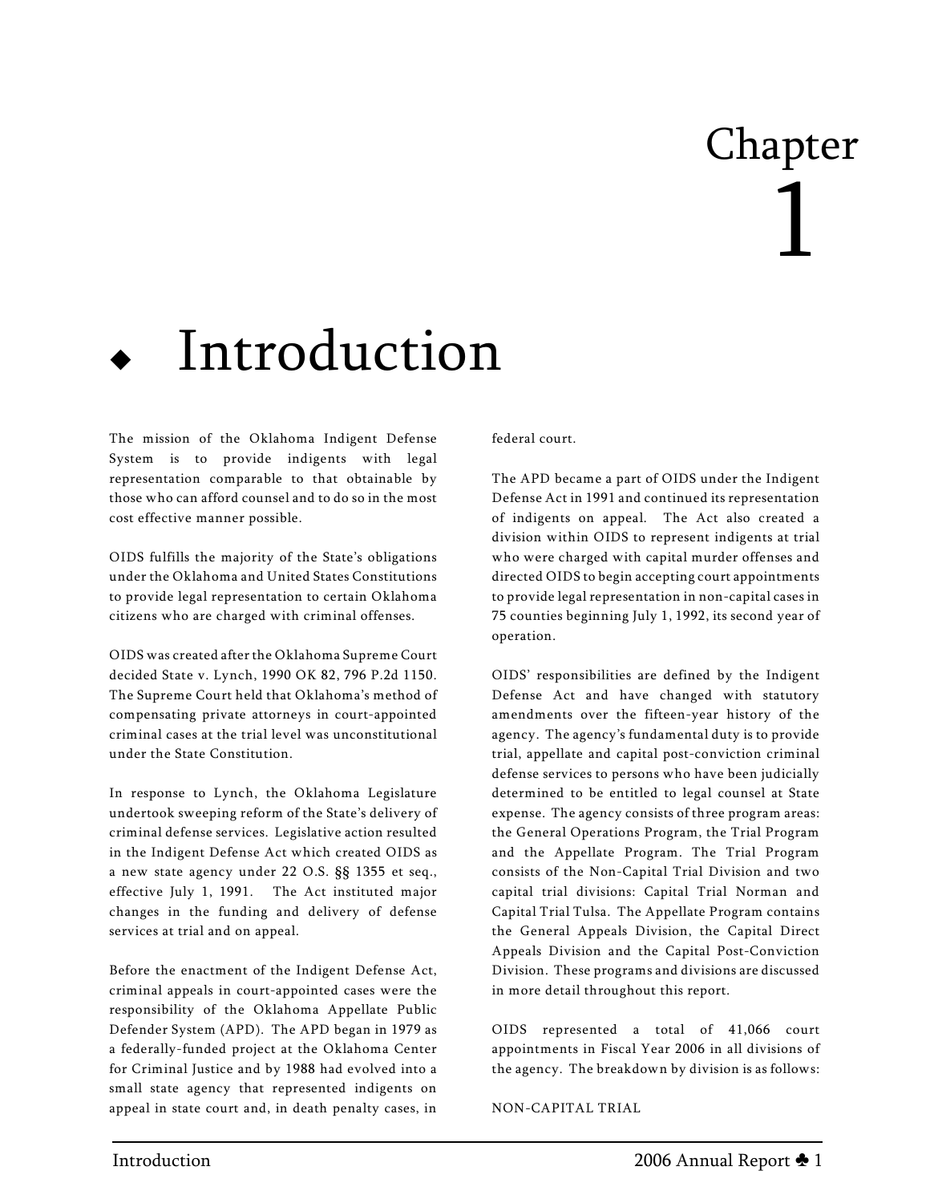# Chapter 1

## Introduction

The mission of the Oklahoma Indigent Defense System is to provide indigents with legal representation comparable to that obtainable by those who can afford counsel and to do so in the most cost effective manner possible.

OIDS fulfills the majority of the State's obligations under the Oklahoma and United States Constitutions to provide legal representation to certain Oklahoma citizens who are charged with criminal offenses.

OIDS was created after the Oklahoma Supreme Court decided State v. Lynch, 1990 OK 82, 796 P.2d 1150. The Supreme Court held that Oklahoma's method of compensating private attorneys in court-appointed criminal cases at the trial level was unconstitutional under the State Constitution.

In response to Lynch, the Oklahoma Legislature undertook sweeping reform of the State's delivery of criminal defense services. Legislative action resulted in the Indigent Defense Act which created OIDS as a new state agency under 22 O.S. §§ 1355 et seq., effective July 1, 1991. The Act instituted major changes in the funding and delivery of defense services at trial and on appeal.

Before the enactment of the Indigent Defense Act, criminal appeals in court-appointed cases were the responsibility of the Oklahoma Appellate Public Defender System (APD). The APD began in 1979 as a federally-funded project at the Oklahoma Center for Criminal Justice and by 1988 had evolved into a small state agency that represented indigents on appeal in state court and, in death penalty cases, in federal court.

The APD became a part of OIDS under the Indigent Defense Act in 1991 and continued its representation of indigents on appeal. The Act also created a division within OIDS to represent indigents at trial who were charged with capital murder offenses and directed OIDS to begin accepting court appointments to provide legal representation in non-capital cases in 75 counties beginning July 1, 1992, its second year of operation.

OIDS' responsibilities are defined by the Indigent Defense Act and have changed with statutory amendments over the fifteen-year history of the agency. The agency's fundamental duty is to provide trial, appellate and capital post-conviction criminal defense services to persons who have been judicially determined to be entitled to legal counsel at State expense. The agency consists of three program areas: the General Operations Program, the Trial Program and the Appellate Program. The Trial Program consists of the Non-Capital Trial Division and two capital trial divisions: Capital Trial Norman and Capital Trial Tulsa. The Appellate Program contains the General Appeals Division, the Capital Direct Appeals Division and the Capital Post-Conviction Division. These programs and divisions are discussed in more detail throughout this report.

OIDS represented a total of 41,066 court appointments in Fiscal Year 2006 in all divisions of the agency. The breakdown by division is as follows:

NON-CAPITAL TRIAL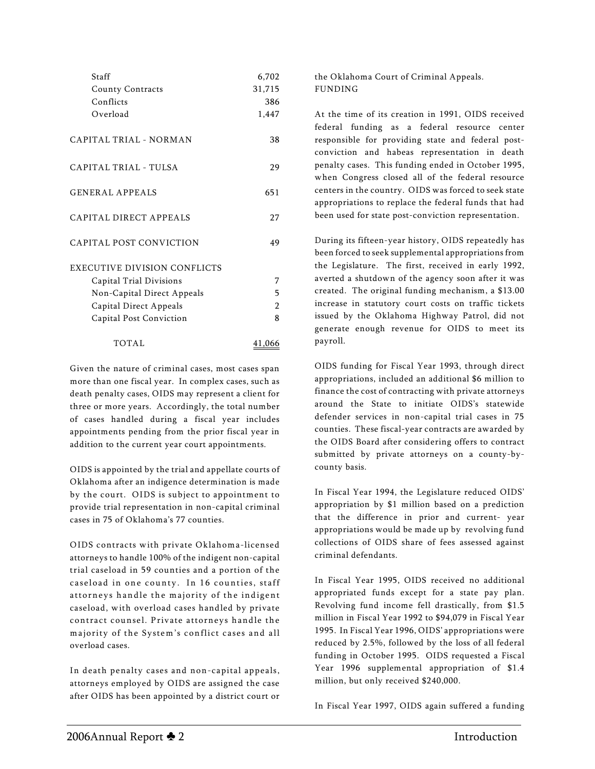| | |
|---|---|
| Staff | 6,702 |
| County Contracts | 31,715 |
| Conflicts | 386 |
| Overload | 1,447 |
| CAPITAL TRIAL - NORMAN | 38 |
| CAPITAL TRIAL - TULSA | 29 |
| GENERAL APPEALS | 651 |
| CAPITAL DIRECT APPEALS | 27 |
| CAPITAL POST CONVICTION | 49 |
| EXECUTIVE DIVISION CONFLICTS | |
| Capital Trial Divisions | 7 |
| Non-Capital Direct Appeals | 5 |
| Capital Direct Appeals | 2 |
| Capital Post Conviction | 8 |
| TOTAL | 41,066 |

Given the nature of criminal cases, most cases span more than one fiscal year. In complex cases, such as death penalty cases, OIDS may represent a client for three or more years. Accordingly, the total number of cases handled during a fiscal year includes appointments pending from the prior fiscal year in addition to the current year court appointments.

OIDS is appointed by the trial and appellate courts of Oklahoma after an indigence determination is made by the court. OIDS is subject to appointment to provide trial representation in non-capital criminal cases in 75 of Oklahoma's 77 counties.

OIDS contracts with private Oklahoma-licensed attorneys to handle 100% of the indigent non-capital trial caseload in 59 counties and a portion of the caseload in one county. In 16 counties, staff attorneys handle the majority of the indigent caseload, with overload cases handled by private contract counsel. Private attorneys handle the majority of the System's conflict cases and all overload cases.

In death penalty cases and non-capital appeals, attorneys employed by OIDS are assigned the case after OIDS has been appointed by a district court or the Oklahoma Court of Criminal Appeals.

FUNDING

At the time of its creation in 1991, OIDS received federal funding as a federal resource center responsible for providing state and federal post-conviction and habeas representation in death penalty cases. This funding ended in October 1995, when Congress closed all of the federal resource centers in the country. OIDS was forced to seek state appropriations to replace the federal funds that had been used for state post-conviction representation.

During its fifteen-year history, OIDS repeatedly has been forced to seek supplemental appropriations from the Legislature. The first, received in early 1992, averted a shutdown of the agency soon after it was created. The original funding mechanism, a $13.00 increase in statutory court costs on traffic tickets issued by the Oklahoma Highway Patrol, did not generate enough revenue for OIDS to meet its payroll.

OIDS funding for Fiscal Year 1993, through direct appropriations, included an additional $6 million to finance the cost of contracting with private attorneys around the State to initiate OIDS's statewide defender services in non-capital trial cases in 75 counties. These fiscal-year contracts are awarded by the OIDS Board after considering offers to contract submitted by private attorneys on a county-by-county basis.

In Fiscal Year 1994, the Legislature reduced OIDS' appropriation by $1 million based on a prediction that the difference in prior and current- year appropriations would be made up by revolving fund collections of OIDS share of fees assessed against criminal defendants.

In Fiscal Year 1995, OIDS received no additional appropriated funds except for a state pay plan. Revolving fund income fell drastically, from $1.5 million in Fiscal Year 1992 to $94,079 in Fiscal Year 1995. In Fiscal Year 1996, OIDS' appropriations were reduced by 2.5%, followed by the loss of all federal funding in October 1995. OIDS requested a Fiscal Year 1996 supplemental appropriation of $1.4 million, but only received $240,000.

In Fiscal Year 1997, OIDS again suffered a funding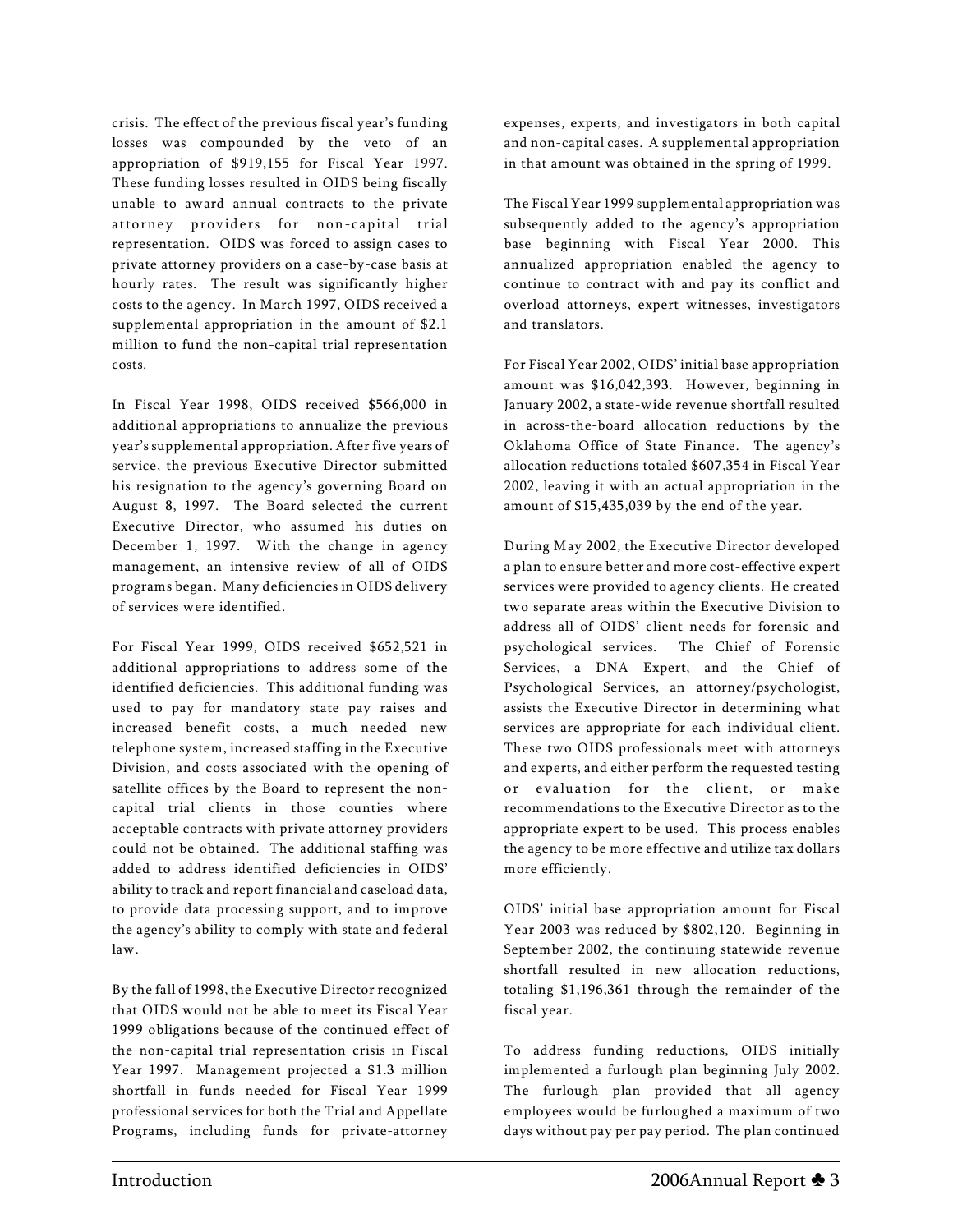crisis. The effect of the previous fiscal year's funding losses was compounded by the veto of an appropriation of $919,155 for Fiscal Year 1997. These funding losses resulted in OIDS being fiscally unable to award annual contracts to the private attorney providers for non-capital trial representation. OIDS was forced to assign cases to private attorney providers on a case-by-case basis at hourly rates. The result was significantly higher costs to the agency. In March 1997, OIDS received a supplemental appropriation in the amount of $2.1 million to fund the non-capital trial representation costs.

In Fiscal Year 1998, OIDS received $566,000 in additional appropriations to annualize the previous year's supplemental appropriation. After five years of service, the previous Executive Director submitted his resignation to the agency's governing Board on August 8, 1997. The Board selected the current Executive Director, who assumed his duties on December 1, 1997. With the change in agency management, an intensive review of all of OIDS programs began. Many deficiencies in OIDS delivery of services were identified.

For Fiscal Year 1999, OIDS received $652,521 in additional appropriations to address some of the identified deficiencies. This additional funding was used to pay for mandatory state pay raises and increased benefit costs, a much needed new telephone system, increased staffing in the Executive Division, and costs associated with the opening of satellite offices by the Board to represent the non-capital trial clients in those counties where acceptable contracts with private attorney providers could not be obtained. The additional staffing was added to address identified deficiencies in OIDS' ability to track and report financial and caseload data, to provide data processing support, and to improve the agency's ability to comply with state and federal law.

By the fall of 1998, the Executive Director recognized that OIDS would not be able to meet its Fiscal Year 1999 obligations because of the continued effect of the non-capital trial representation crisis in Fiscal Year 1997. Management projected a $1.3 million shortfall in funds needed for Fiscal Year 1999 professional services for both the Trial and Appellate Programs, including funds for private-attorney expenses, experts, and investigators in both capital and non-capital cases. A supplemental appropriation in that amount was obtained in the spring of 1999.

The Fiscal Year 1999 supplemental appropriation was subsequently added to the agency's appropriation base beginning with Fiscal Year 2000. This annualized appropriation enabled the agency to continue to contract with and pay its conflict and overload attorneys, expert witnesses, investigators and translators.

For Fiscal Year 2002, OIDS' initial base appropriation amount was $16,042,393. However, beginning in January 2002, a state-wide revenue shortfall resulted in across-the-board allocation reductions by the Oklahoma Office of State Finance. The agency's allocation reductions totaled $607,354 in Fiscal Year 2002, leaving it with an actual appropriation in the amount of $15,435,039 by the end of the year.

During May 2002, the Executive Director developed a plan to ensure better and more cost-effective expert services were provided to agency clients. He created two separate areas within the Executive Division to address all of OIDS' client needs for forensic and psychological services. The Chief of Forensic Services, a DNA Expert, and the Chief of Psychological Services, an attorney/psychologist, assists the Executive Director in determining what services are appropriate for each individual client. These two OIDS professionals meet with attorneys and experts, and either perform the requested testing or evaluation for the client, or make recommendations to the Executive Director as to the appropriate expert to be used. This process enables the agency to be more effective and utilize tax dollars more efficiently.

OIDS' initial base appropriation amount for Fiscal Year 2003 was reduced by $802,120. Beginning in September 2002, the continuing statewide revenue shortfall resulted in new allocation reductions, totaling $1,196,361 through the remainder of the fiscal year.

To address funding reductions, OIDS initially implemented a furlough plan beginning July 2002. The furlough plan provided that all agency employees would be furloughed a maximum of two days without pay per pay period. The plan continued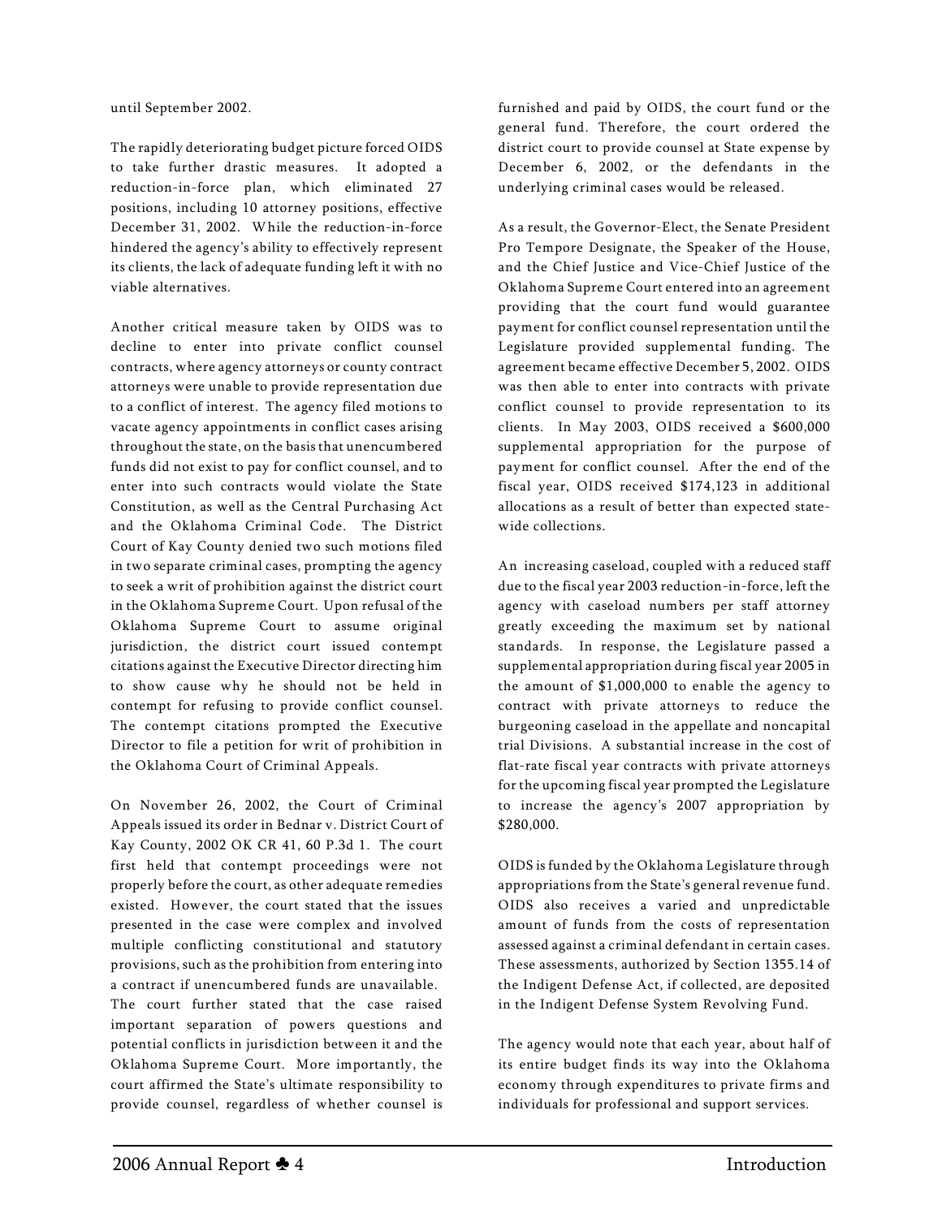until September 2002.

The rapidly deteriorating budget picture forced OIDS to take further drastic measures. It adopted a reduction-in-force plan, which eliminated 27 positions, including 10 attorney positions, effective December 31, 2002. While the reduction-in-force hindered the agency's ability to effectively represent its clients, the lack of adequate funding left it with no viable alternatives.

Another critical measure taken by OIDS was to decline to enter into private conflict counsel contracts, where agency attorneys or county contract attorneys were unable to provide representation due to a conflict of interest. The agency filed motions to vacate agency appointments in conflict cases arising throughout the state, on the basis that unencumbered funds did not exist to pay for conflict counsel, and to enter into such contracts would violate the State Constitution, as well as the Central Purchasing Act and the Oklahoma Criminal Code. The District Court of Kay County denied two such motions filed in two separate criminal cases, prompting the agency to seek a writ of prohibition against the district court in the Oklahoma Supreme Court. Upon refusal of the Oklahoma Supreme Court to assume original jurisdiction, the district court issued contempt citations against the Executive Director directing him to show cause why he should not be held in contempt for refusing to provide conflict counsel. The contempt citations prompted the Executive Director to file a petition for writ of prohibition in the Oklahoma Court of Criminal Appeals.

On November 26, 2002, the Court of Criminal Appeals issued its order in Bednar v. District Court of Kay County, 2002 OK CR 41, 60 P.3d 1. The court first held that contempt proceedings were not properly before the court, as other adequate remedies existed. However, the court stated that the issues presented in the case were complex and involved multiple conflicting constitutional and statutory provisions, such as the prohibition from entering into a contract if unencumbered funds are unavailable. The court further stated that the case raised important separation of powers questions and potential conflicts in jurisdiction between it and the Oklahoma Supreme Court. More importantly, the court affirmed the State's ultimate responsibility to provide counsel, regardless of whether counsel is furnished and paid by OIDS, the court fund or the general fund. Therefore, the court ordered the district court to provide counsel at State expense by December 6, 2002, or the defendants in the underlying criminal cases would be released.

As a result, the Governor-Elect, the Senate President Pro Tempore Designate, the Speaker of the House, and the Chief Justice and Vice-Chief Justice of the Oklahoma Supreme Court entered into an agreement providing that the court fund would guarantee payment for conflict counsel representation until the Legislature provided supplemental funding. The agreement became effective December 5, 2002. OIDS was then able to enter into contracts with private conflict counsel to provide representation to its clients. In May 2003, OIDS received a $600,000 supplemental appropriation for the purpose of payment for conflict counsel. After the end of the fiscal year, OIDS received $174,123 in additional allocations as a result of better than expected statewide collections.

An increasing caseload, coupled with a reduced staff due to the fiscal year 2003 reduction-in-force, left the agency with caseload numbers per staff attorney greatly exceeding the maximum set by national standards. In response, the Legislature passed a supplemental appropriation during fiscal year 2005 in the amount of $1,000,000 to enable the agency to contract with private attorneys to reduce the burgeoning caseload in the appellate and noncapital trial Divisions. A substantial increase in the cost of flat-rate fiscal year contracts with private attorneys for the upcoming fiscal year prompted the Legislature to increase the agency's 2007 appropriation by $280,000.

OIDS is funded by the Oklahoma Legislature through appropriations from the State's general revenue fund. OIDS also receives a varied and unpredictable amount of funds from the costs of representation assessed against a criminal defendant in certain cases. These assessments, authorized by Section 1355.14 of the Indigent Defense Act, if collected, are deposited in the Indigent Defense System Revolving Fund.

The agency would note that each year, about half of its entire budget finds its way into the Oklahoma economy through expenditures to private firms and individuals for professional and support services.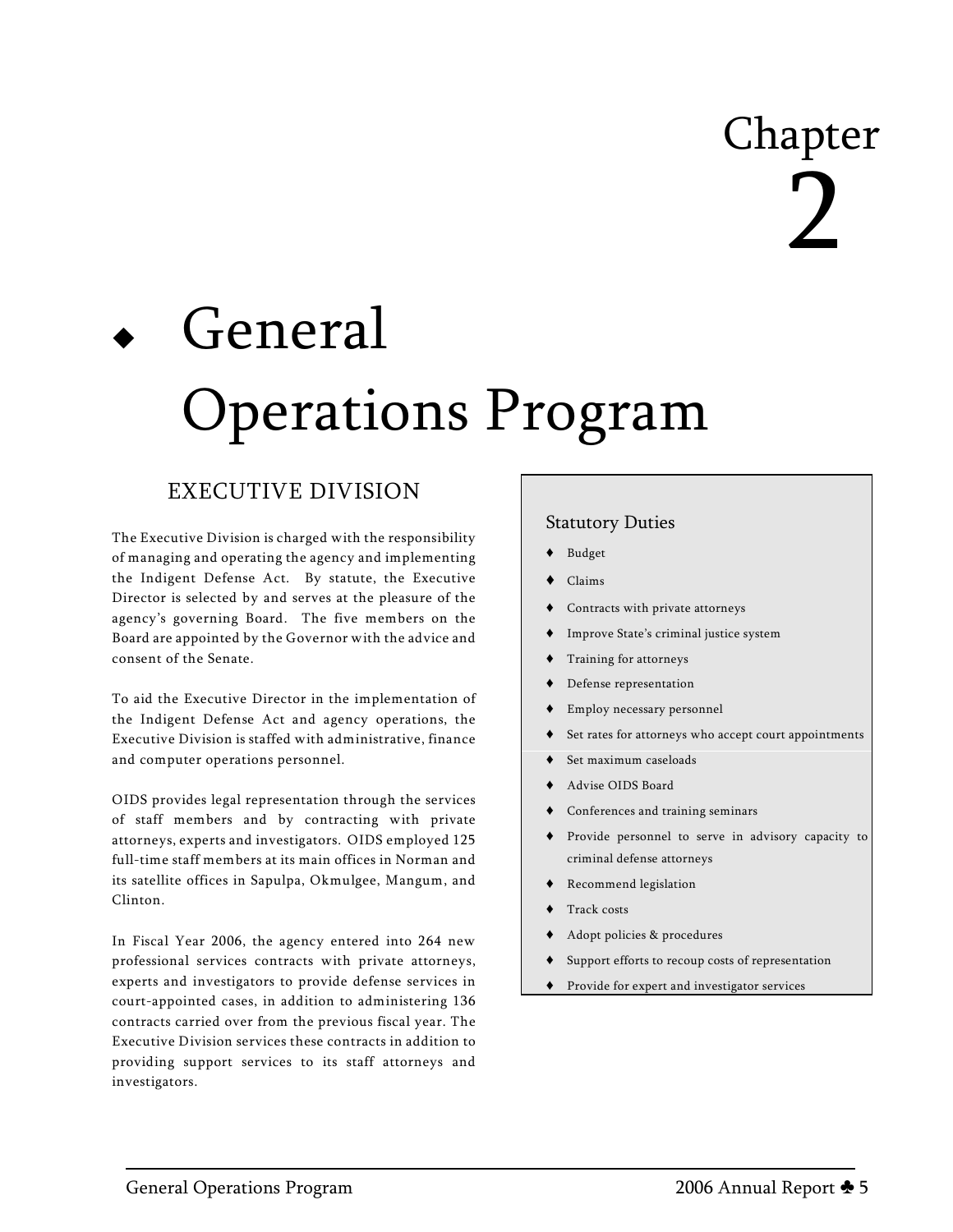# Chapter 2

# General Operations Program

## EXECUTIVE DIVISION

The Executive Division is charged with the responsibility of managing and operating the agency and implementing the Indigent Defense Act. By statute, the Executive Director is selected by and serves at the pleasure of the agency's governing Board. The five members on the Board are appointed by the Governor with the advice and consent of the Senate.

To aid the Executive Director in the implementation of the Indigent Defense Act and agency operations, the Executive Division is staffed with administrative, finance and computer operations personnel.

OIDS provides legal representation through the services of staff members and by contracting with private attorneys, experts and investigators. OIDS employed 125 full-time staff members at its main offices in Norman and its satellite offices in Sapulpa, Okmulgee, Mangum, and Clinton.

In Fiscal Year 2006, the agency entered into 264 new professional services contracts with private attorneys, experts and investigators to provide defense services in court-appointed cases, in addition to administering 136 contracts carried over from the previous fiscal year. The Executive Division services these contracts in addition to providing support services to its staff attorneys and investigators.

### Statutory Duties

- Budget
- Claims
- Contracts with private attorneys
- Improve State's criminal justice system
- Training for attorneys
- Defense representation
- Employ necessary personnel
- Set rates for attorneys who accept court appointments
- Set maximum caseloads
- Advise OIDS Board
- Conferences and training seminars
- Provide personnel to serve in advisory capacity to criminal defense attorneys
- Recommend legislation
- Track costs
- Adopt policies & procedures
- Support efforts to recoup costs of representation
- Provide for expert and investigator services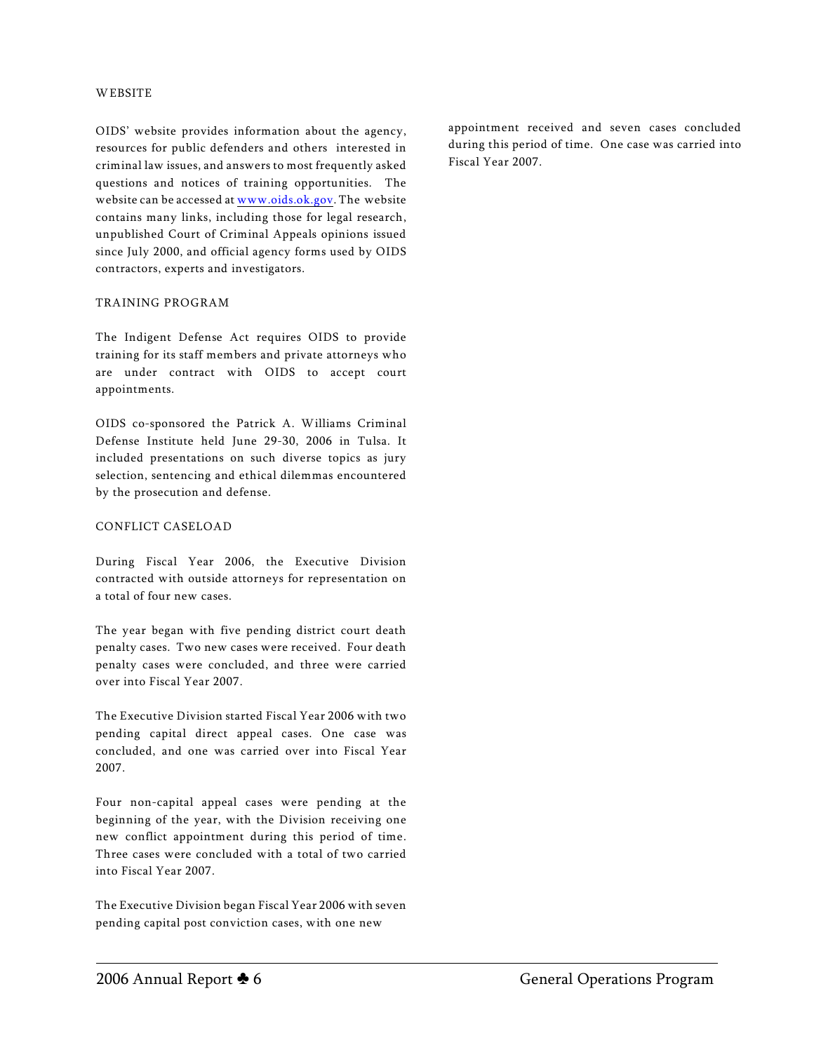## WEBSITE

OIDS' website provides information about the agency, resources for public defenders and others interested in criminal law issues, and answers to most frequently asked questions and notices of training opportunities. The website can be accessed at www.oids.ok.gov. The website contains many links, including those for legal research, unpublished Court of Criminal Appeals opinions issued since July 2000, and official agency forms used by OIDS contractors, experts and investigators.

## TRAINING PROGRAM

The Indigent Defense Act requires OIDS to provide training for its staff members and private attorneys who are under contract with OIDS to accept court appointments.

OIDS co-sponsored the Patrick A. Williams Criminal Defense Institute held June 29-30, 2006 in Tulsa. It included presentations on such diverse topics as jury selection, sentencing and ethical dilemmas encountered by the prosecution and defense.

## CONFLICT CASELOAD

During Fiscal Year 2006, the Executive Division contracted with outside attorneys for representation on a total of four new cases.

The year began with five pending district court death penalty cases. Two new cases were received. Four death penalty cases were concluded, and three were carried over into Fiscal Year 2007.

The Executive Division started Fiscal Year 2006 with two pending capital direct appeal cases. One case was concluded, and one was carried over into Fiscal Year 2007.

Four non-capital appeal cases were pending at the beginning of the year, with the Division receiving one new conflict appointment during this period of time. Three cases were concluded with a total of two carried into Fiscal Year 2007.

The Executive Division began Fiscal Year 2006 with seven pending capital post conviction cases, with one new appointment received and seven cases concluded during this period of time. One case was carried into Fiscal Year 2007.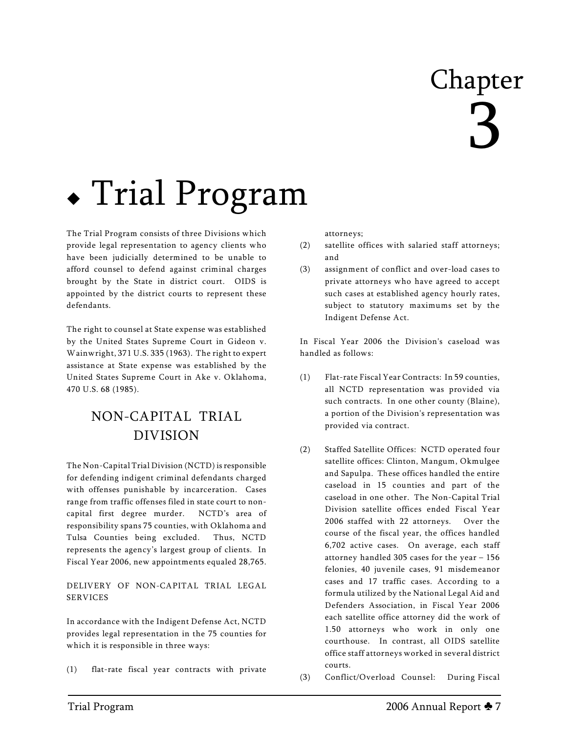# Chapter 3

# ◆ Trial Program

The Trial Program consists of three Divisions which provide legal representation to agency clients who have been judicially determined to be unable to afford counsel to defend against criminal charges brought by the State in district court. OIDS is appointed by the district courts to represent these defendants.

The right to counsel at State expense was established by the United States Supreme Court in Gideon v. Wainwright, 371 U.S. 335 (1963). The right to expert assistance at State expense was established by the United States Supreme Court in Ake v. Oklahoma, 470 U.S. 68 (1985).

## NON-CAPITAL TRIAL DIVISION

The Non-Capital Trial Division (NCTD) is responsible for defending indigent criminal defendants charged with offenses punishable by incarceration. Cases range from traffic offenses filed in state court to non-capital first degree murder. NCTD's area of responsibility spans 75 counties, with Oklahoma and Tulsa Counties being excluded. Thus, NCTD represents the agency's largest group of clients. In Fiscal Year 2006, new appointments equaled 28,765.

### DELIVERY OF NON-CAPITAL TRIAL LEGAL SERVICES

In accordance with the Indigent Defense Act, NCTD provides legal representation in the 75 counties for which it is responsible in three ways:

(1) flat-rate fiscal year contracts with private attorneys;

(2) satellite offices with salaried staff attorneys; and

(3) assignment of conflict and over-load cases to private attorneys who have agreed to accept such cases at established agency hourly rates, subject to statutory maximums set by the Indigent Defense Act.

In Fiscal Year 2006 the Division's caseload was handled as follows:

(1) Flat-rate Fiscal Year Contracts: In 59 counties, all NCTD representation was provided via such contracts. In one other county (Blaine), a portion of the Division's representation was provided via contract.

(2) Staffed Satellite Offices: NCTD operated four satellite offices: Clinton, Mangum, Okmulgee and Sapulpa. These offices handled the entire caseload in 15 counties and part of the caseload in one other. The Non-Capital Trial Division satellite offices ended Fiscal Year 2006 staffed with 22 attorneys. Over the course of the fiscal year, the offices handled 6,702 active cases. On average, each staff attorney handled 305 cases for the year – 156 felonies, 40 juvenile cases, 91 misdemeanor cases and 17 traffic cases. According to a formula utilized by the National Legal Aid and Defenders Association, in Fiscal Year 2006 each satellite office attorney did the work of 1.50 attorneys who work in only one courthouse. In contrast, all OIDS satellite office staff attorneys worked in several district courts.

(3) Conflict/Overload Counsel: During Fiscal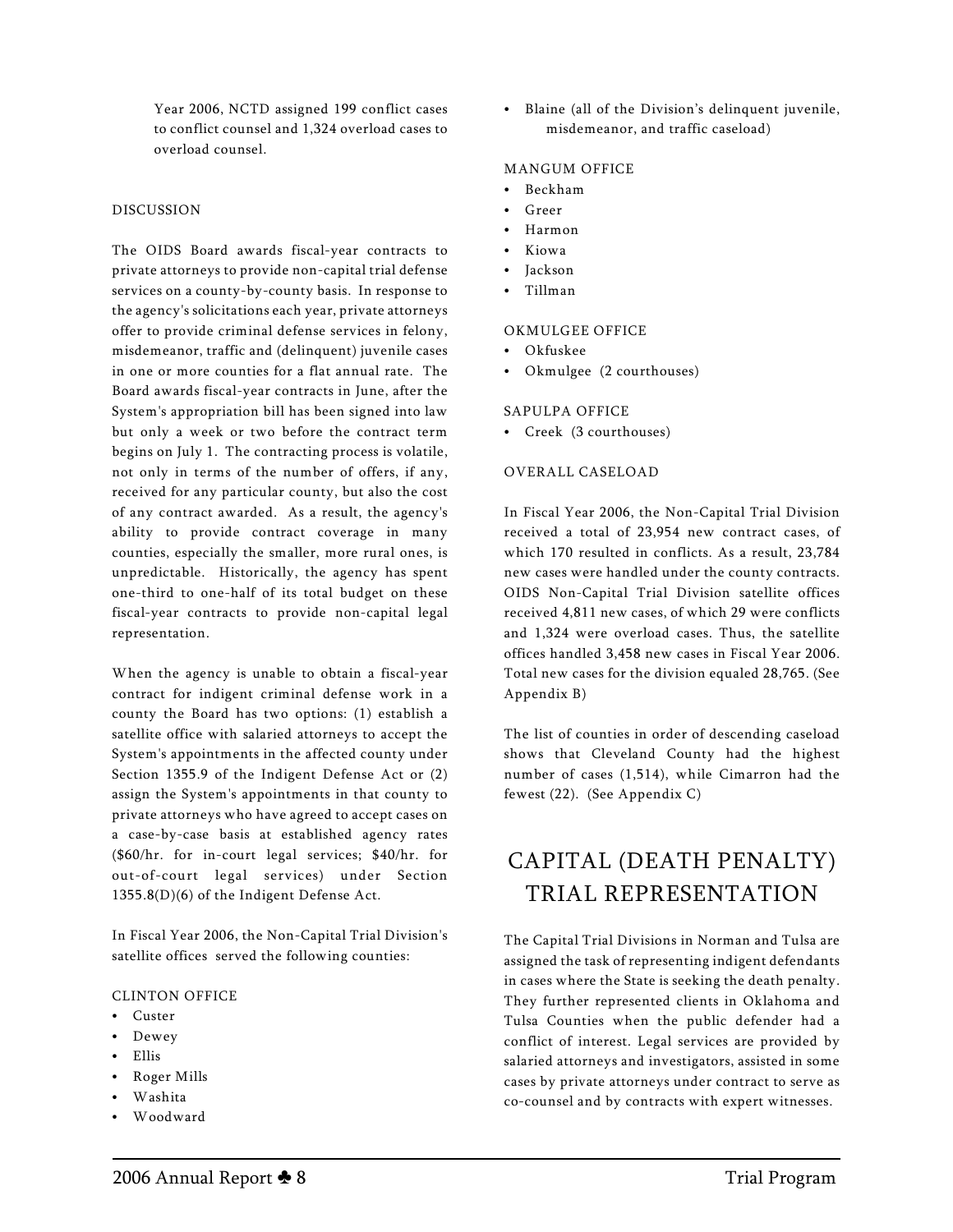Year 2006, NCTD assigned 199 conflict cases to conflict counsel and 1,324 overload cases to overload counsel.

DISCUSSION

The OIDS Board awards fiscal-year contracts to private attorneys to provide non-capital trial defense services on a county-by-county basis. In response to the agency's solicitations each year, private attorneys offer to provide criminal defense services in felony, misdemeanor, traffic and (delinquent) juvenile cases in one or more counties for a flat annual rate. The Board awards fiscal-year contracts in June, after the System's appropriation bill has been signed into law but only a week or two before the contract term begins on July 1. The contracting process is volatile, not only in terms of the number of offers, if any, received for any particular county, but also the cost of any contract awarded. As a result, the agency's ability to provide contract coverage in many counties, especially the smaller, more rural ones, is unpredictable. Historically, the agency has spent one-third to one-half of its total budget on these fiscal-year contracts to provide non-capital legal representation.

When the agency is unable to obtain a fiscal-year contract for indigent criminal defense work in a county the Board has two options: (1) establish a satellite office with salaried attorneys to accept the System's appointments in the affected county under Section 1355.9 of the Indigent Defense Act or (2) assign the System's appointments in that county to private attorneys who have agreed to accept cases on a case-by-case basis at established agency rates ($60/hr. for in-court legal services; $40/hr. for out-of-court legal services) under Section 1355.8(D)(6) of the Indigent Defense Act.

In Fiscal Year 2006, the Non-Capital Trial Division's satellite offices served the following counties:

CLINTON OFFICE

- Custer
- Dewey
- Ellis
- Roger Mills
- Washita
- Woodward
- Blaine (all of the Division's delinquent juvenile, misdemeanor, and traffic caseload)

MANGUM OFFICE

- Beckham
- Greer
- Harmon
- Kiowa
- Jackson
- Tillman

OKMULGEE OFFICE

- Okfuskee
- Okmulgee (2 courthouses)

SAPULPA OFFICE

- Creek (3 courthouses)

OVERALL CASELOAD

In Fiscal Year 2006, the Non-Capital Trial Division received a total of 23,954 new contract cases, of which 170 resulted in conflicts. As a result, 23,784 new cases were handled under the county contracts. OIDS Non-Capital Trial Division satellite offices received 4,811 new cases, of which 29 were conflicts and 1,324 were overload cases. Thus, the satellite offices handled 3,458 new cases in Fiscal Year 2006. Total new cases for the division equaled 28,765. (See Appendix B)

The list of counties in order of descending caseload shows that Cleveland County had the highest number of cases (1,514), while Cimarron had the fewest (22). (See Appendix C)

# CAPITAL (DEATH PENALTY) TRIAL REPRESENTATION

The Capital Trial Divisions in Norman and Tulsa are assigned the task of representing indigent defendants in cases where the State is seeking the death penalty. They further represented clients in Oklahoma and Tulsa Counties when the public defender had a conflict of interest. Legal services are provided by salaried attorneys and investigators, assisted in some cases by private attorneys under contract to serve as co-counsel and by contracts with expert witnesses.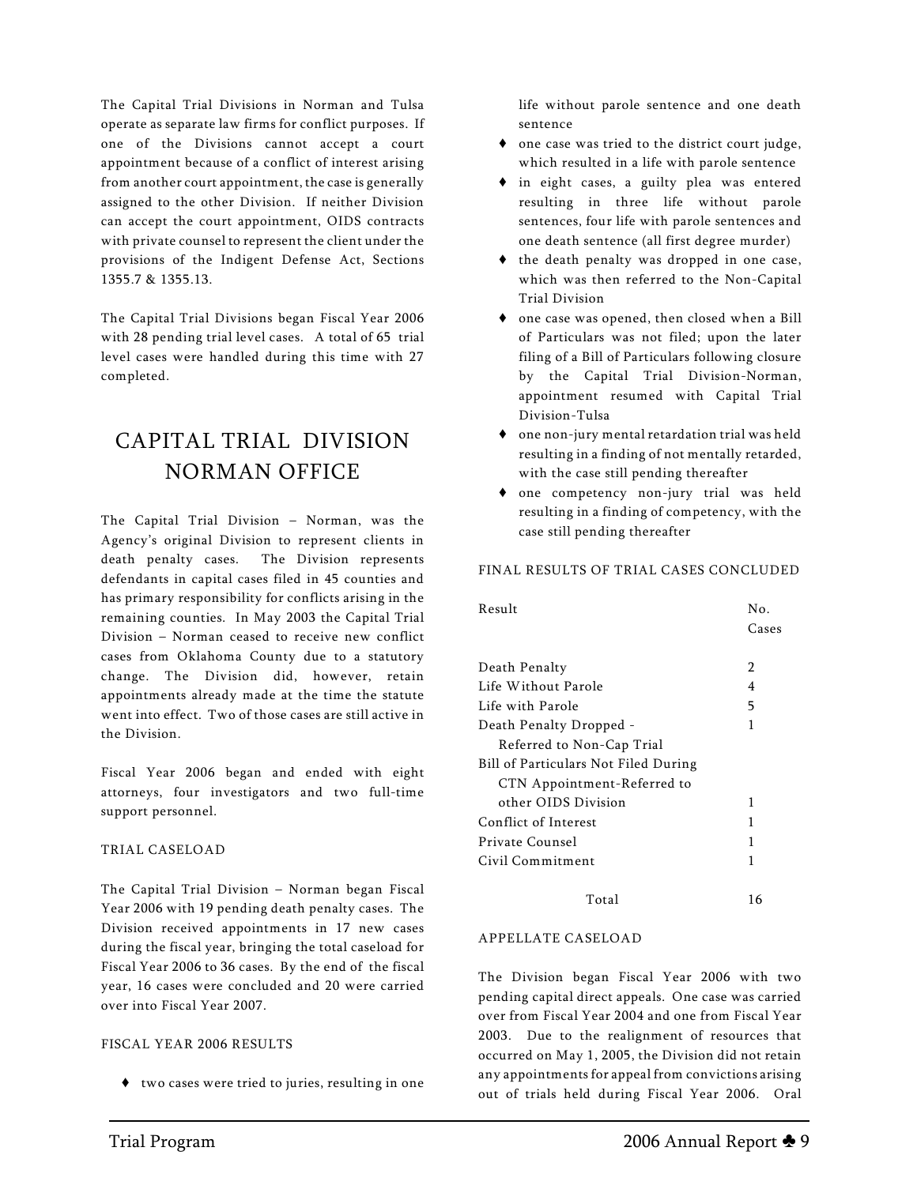The Capital Trial Divisions in Norman and Tulsa operate as separate law firms for conflict purposes. If one of the Divisions cannot accept a court appointment because of a conflict of interest arising from another court appointment, the case is generally assigned to the other Division. If neither Division can accept the court appointment, OIDS contracts with private counsel to represent the client under the provisions of the Indigent Defense Act, Sections 1355.7 & 1355.13.

The Capital Trial Divisions began Fiscal Year 2006 with 28 pending trial level cases. A total of 65 trial level cases were handled during this time with 27 completed.

# CAPITAL TRIAL DIVISION NORMAN OFFICE

The Capital Trial Division – Norman, was the Agency's original Division to represent clients in death penalty cases. The Division represents defendants in capital cases filed in 45 counties and has primary responsibility for conflicts arising in the remaining counties. In May 2003 the Capital Trial Division – Norman ceased to receive new conflict cases from Oklahoma County due to a statutory change. The Division did, however, retain appointments already made at the time the statute went into effect. Two of those cases are still active in the Division.

Fiscal Year 2006 began and ended with eight attorneys, four investigators and two full-time support personnel.

## TRIAL CASELOAD

The Capital Trial Division – Norman began Fiscal Year 2006 with 19 pending death penalty cases. The Division received appointments in 17 new cases during the fiscal year, bringing the total caseload for Fiscal Year 2006 to 36 cases. By the end of the fiscal year, 16 cases were concluded and 20 were carried over into Fiscal Year 2007.

## FISCAL YEAR 2006 RESULTS

- two cases were tried to juries, resulting in one life without parole sentence and one death sentence
- one case was tried to the district court judge, which resulted in a life with parole sentence
- in eight cases, a guilty plea was entered resulting in three life without parole sentences, four life with parole sentences and one death sentence (all first degree murder)
- the death penalty was dropped in one case, which was then referred to the Non-Capital Trial Division
- one case was opened, then closed when a Bill of Particulars was not filed; upon the later filing of a Bill of Particulars following closure by the Capital Trial Division-Norman, appointment resumed with Capital Trial Division-Tulsa
- one non-jury mental retardation trial was held resulting in a finding of not mentally retarded, with the case still pending thereafter
- one competency non-jury trial was held resulting in a finding of competency, with the case still pending thereafter

## FINAL RESULTS OF TRIAL CASES CONCLUDED

| Result | No. Cases |
|---|---|
| Death Penalty | 2 |
| Life Without Parole | 4 |
| Life with Parole | 5 |
| Death Penalty Dropped - Referred to Non-Cap Trial | 1 |
| Bill of Particulars Not Filed During CTN Appointment-Referred to other OIDS Division | 1 |
| Conflict of Interest | 1 |
| Private Counsel | 1 |
| Civil Commitment | 1 |
| Total | 16 |

## APPELLATE CASELOAD

The Division began Fiscal Year 2006 with two pending capital direct appeals. One case was carried over from Fiscal Year 2004 and one from Fiscal Year 2003. Due to the realignment of resources that occurred on May 1, 2005, the Division did not retain any appointments for appeal from convictions arising out of trials held during Fiscal Year 2006. Oral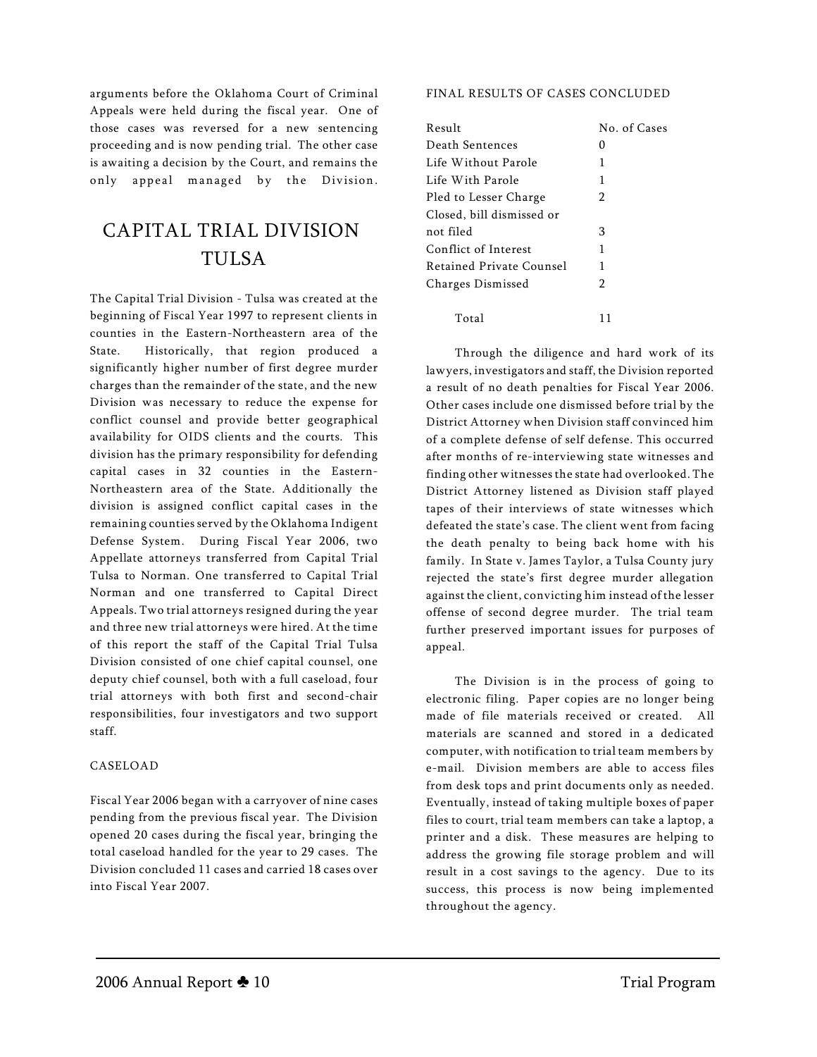arguments before the Oklahoma Court of Criminal Appeals were held during the fiscal year. One of those cases was reversed for a new sentencing proceeding and is now pending trial. The other case is awaiting a decision by the Court, and remains the only appeal managed by the Division.

# CAPITAL TRIAL DIVISION TULSA

The Capital Trial Division - Tulsa was created at the beginning of Fiscal Year 1997 to represent clients in counties in the Eastern-Northeastern area of the State. Historically, that region produced a significantly higher number of first degree murder charges than the remainder of the state, and the new Division was necessary to reduce the expense for conflict counsel and provide better geographical availability for OIDS clients and the courts. This division has the primary responsibility for defending capital cases in 32 counties in the Eastern-Northeastern area of the State. Additionally the division is assigned conflict capital cases in the remaining counties served by the Oklahoma Indigent Defense System. During Fiscal Year 2006, two Appellate attorneys transferred from Capital Trial Tulsa to Norman. One transferred to Capital Trial Norman and one transferred to Capital Direct Appeals. Two trial attorneys resigned during the year and three new trial attorneys were hired. At the time of this report the staff of the Capital Trial Tulsa Division consisted of one chief capital counsel, one deputy chief counsel, both with a full caseload, four trial attorneys with both first and second-chair responsibilities, four investigators and two support staff.

## CASELOAD

Fiscal Year 2006 began with a carryover of nine cases pending from the previous fiscal year. The Division opened 20 cases during the fiscal year, bringing the total caseload handled for the year to 29 cases. The Division concluded 11 cases and carried 18 cases over into Fiscal Year 2007.

## FINAL RESULTS OF CASES CONCLUDED

| Result | No. of Cases |
|---|---|
| Death Sentences | 0 |
| Life Without Parole | 1 |
| Life With Parole | 1 |
| Pled to Lesser Charge | 2 |
| Closed, bill dismissed or not filed | 3 |
| Conflict of Interest | 1 |
| Retained Private Counsel | 1 |
| Charges Dismissed | 2 |
| Total | 11 |

Through the diligence and hard work of its lawyers, investigators and staff, the Division reported a result of no death penalties for Fiscal Year 2006. Other cases include one dismissed before trial by the District Attorney when Division staff convinced him of a complete defense of self defense. This occurred after months of re-interviewing state witnesses and finding other witnesses the state had overlooked. The District Attorney listened as Division staff played tapes of their interviews of state witnesses which defeated the state's case. The client went from facing the death penalty to being back home with his family. In State v. James Taylor, a Tulsa County jury rejected the state's first degree murder allegation against the client, convicting him instead of the lesser offense of second degree murder. The trial team further preserved important issues for purposes of appeal.

The Division is in the process of going to electronic filing. Paper copies are no longer being made of file materials received or created. All materials are scanned and stored in a dedicated computer, with notification to trial team members by e-mail. Division members are able to access files from desk tops and print documents only as needed. Eventually, instead of taking multiple boxes of paper files to court, trial team members can take a laptop, a printer and a disk. These measures are helping to address the growing file storage problem and will result in a cost savings to the agency. Due to its success, this process is now being implemented throughout the agency.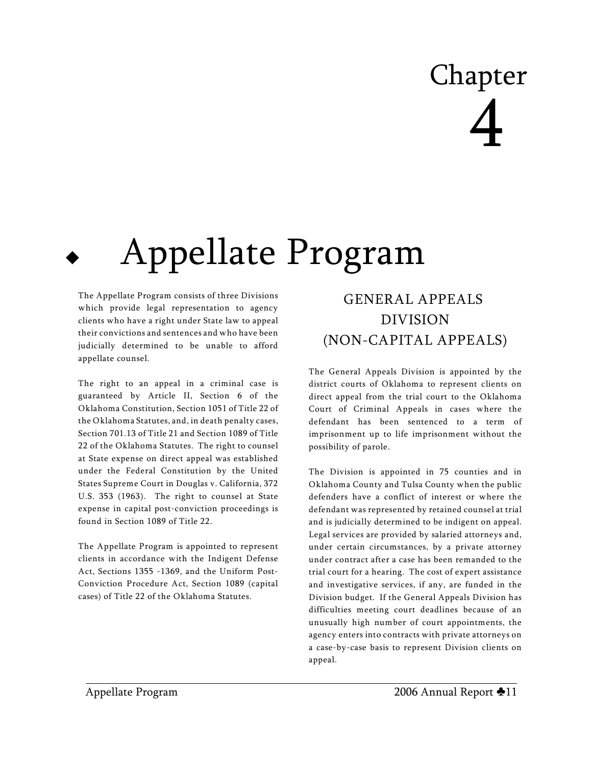# Chapter 4

# Appellate Program

The Appellate Program consists of three Divisions which provide legal representation to agency clients who have a right under State law to appeal their convictions and sentences and who have been judicially determined to be unable to afford appellate counsel.

The right to an appeal in a criminal case is guaranteed by Article II, Section 6 of the Oklahoma Constitution, Section 1051 of Title 22 of the Oklahoma Statutes, and, in death penalty cases, Section 701.13 of Title 21 and Section 1089 of Title 22 of the Oklahoma Statutes. The right to counsel at State expense on direct appeal was established under the Federal Constitution by the United States Supreme Court in Douglas v. California, 372 U.S. 353 (1963). The right to counsel at State expense in capital post-conviction proceedings is found in Section 1089 of Title 22.

The Appellate Program is appointed to represent clients in accordance with the Indigent Defense Act, Sections 1355 -1369, and the Uniform Post-Conviction Procedure Act, Section 1089 (capital cases) of Title 22 of the Oklahoma Statutes.

## GENERAL APPEALS DIVISION (NON-CAPITAL APPEALS)

The General Appeals Division is appointed by the district courts of Oklahoma to represent clients on direct appeal from the trial court to the Oklahoma Court of Criminal Appeals in cases where the defendant has been sentenced to a term of imprisonment up to life imprisonment without the possibility of parole.

The Division is appointed in 75 counties and in Oklahoma County and Tulsa County when the public defenders have a conflict of interest or where the defendant was represented by retained counsel at trial and is judicially determined to be indigent on appeal. Legal services are provided by salaried attorneys and, under certain circumstances, by a private attorney under contract after a case has been remanded to the trial court for a hearing. The cost of expert assistance and investigative services, if any, are funded in the Division budget. If the General Appeals Division has difficulties meeting court deadlines because of an unusually high number of court appointments, the agency enters into contracts with private attorneys on a case-by-case basis to represent Division clients on appeal.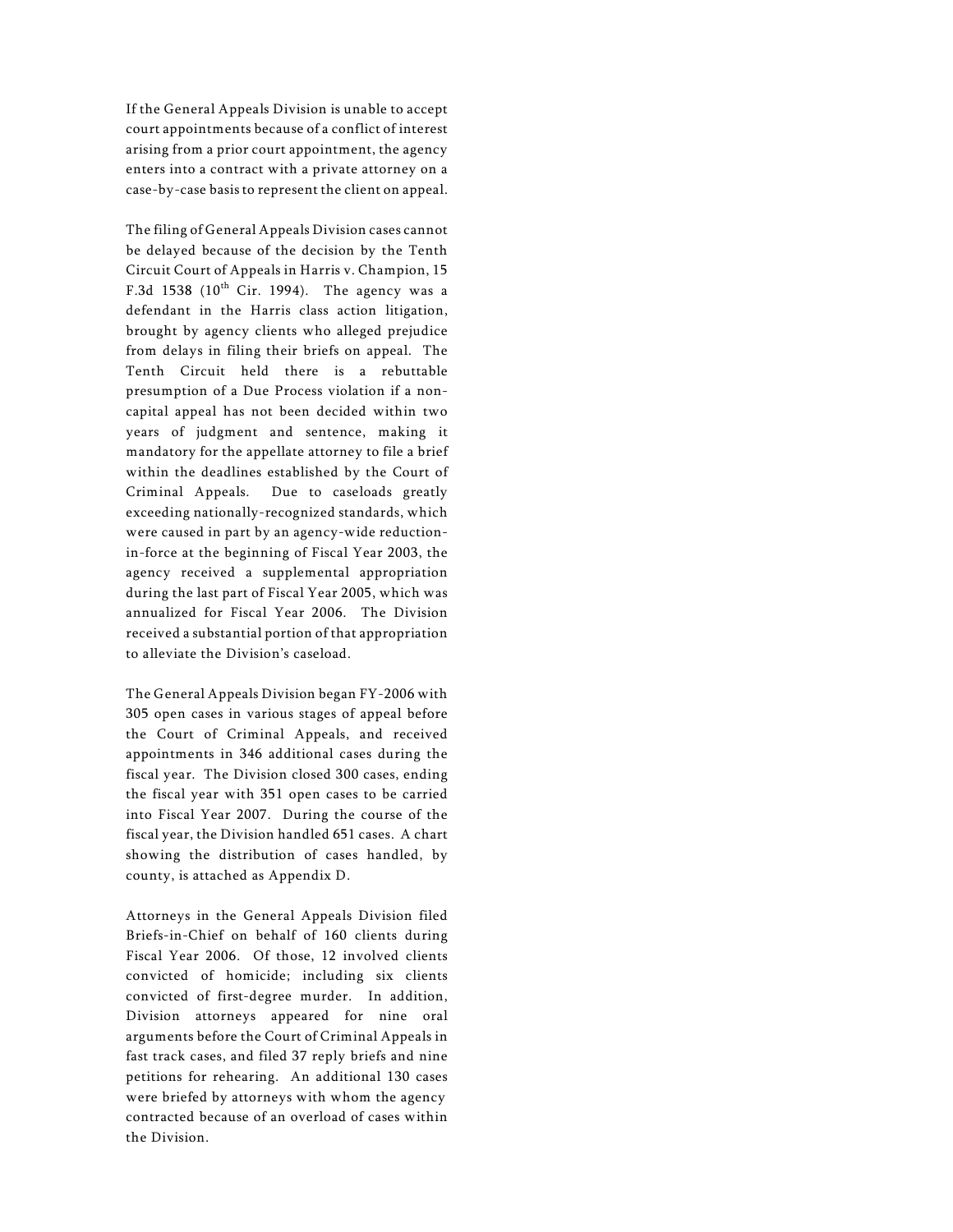If the General Appeals Division is unable to accept court appointments because of a conflict of interest arising from a prior court appointment, the agency enters into a contract with a private attorney on a case-by-case basis to represent the client on appeal.

The filing of General Appeals Division cases cannot be delayed because of the decision by the Tenth Circuit Court of Appeals in Harris v. Champion, 15 F.3d 1538 ($10^{th}$ Cir. 1994). The agency was a defendant in the Harris class action litigation, brought by agency clients who alleged prejudice from delays in filing their briefs on appeal. The Tenth Circuit held there is a rebuttable presumption of a Due Process violation if a non-capital appeal has not been decided within two years of judgment and sentence, making it mandatory for the appellate attorney to file a brief within the deadlines established by the Court of Criminal Appeals. Due to caseloads greatly exceeding nationally-recognized standards, which were caused in part by an agency-wide reduction-in-force at the beginning of Fiscal Year 2003, the agency received a supplemental appropriation during the last part of Fiscal Year 2005, which was annualized for Fiscal Year 2006. The Division received a substantial portion of that appropriation to alleviate the Division's caseload.

The General Appeals Division began FY-2006 with 305 open cases in various stages of appeal before the Court of Criminal Appeals, and received appointments in 346 additional cases during the fiscal year. The Division closed 300 cases, ending the fiscal year with 351 open cases to be carried into Fiscal Year 2007. During the course of the fiscal year, the Division handled 651 cases. A chart showing the distribution of cases handled, by county, is attached as Appendix D.

Attorneys in the General Appeals Division filed Briefs-in-Chief on behalf of 160 clients during Fiscal Year 2006. Of those, 12 involved clients convicted of homicide; including six clients convicted of first-degree murder. In addition, Division attorneys appeared for nine oral arguments before the Court of Criminal Appeals in fast track cases, and filed 37 reply briefs and nine petitions for rehearing. An additional 130 cases were briefed by attorneys with whom the agency contracted because of an overload of cases within the Division.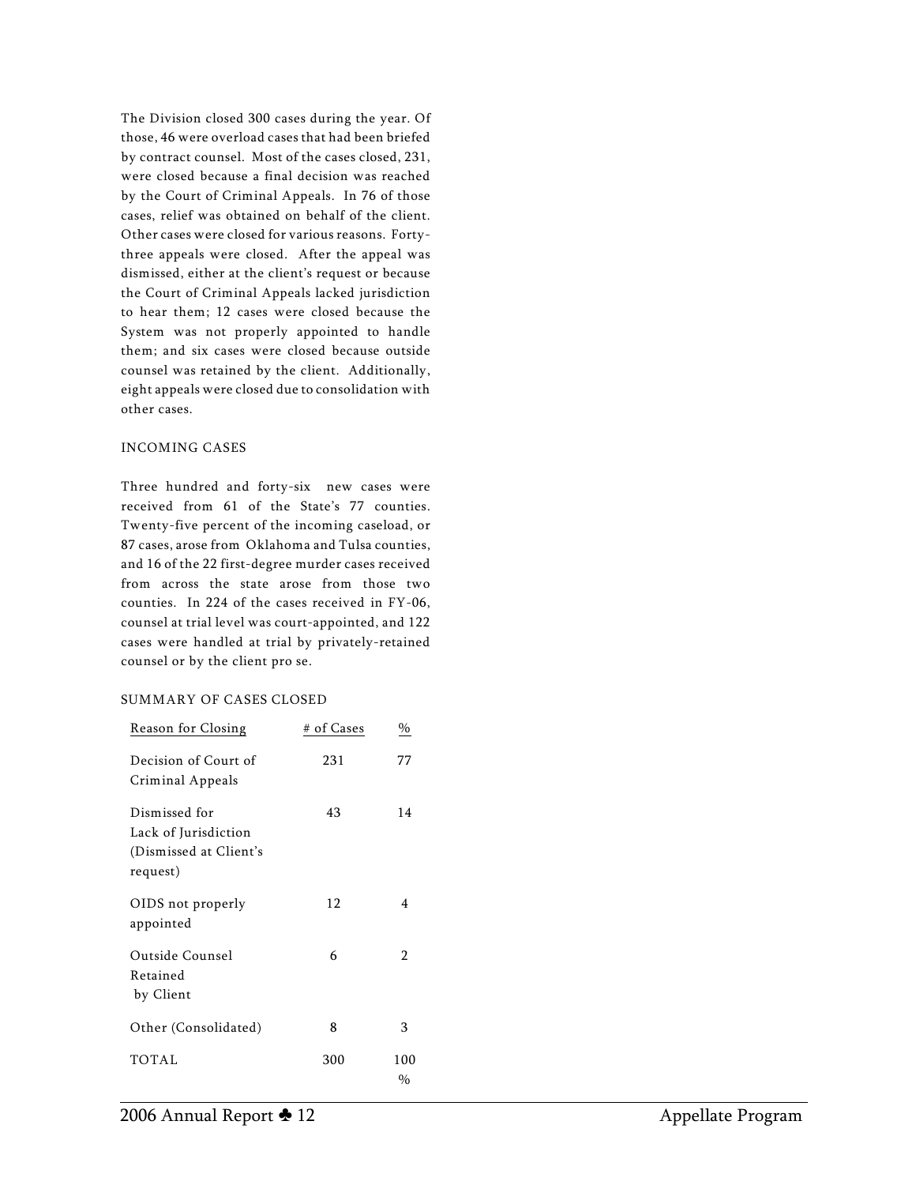The Division closed 300 cases during the year. Of those, 46 were overload cases that had been briefed by contract counsel. Most of the cases closed, 231, were closed because a final decision was reached by the Court of Criminal Appeals. In 76 of those cases, relief was obtained on behalf of the client. Other cases were closed for various reasons. Forty-three appeals were closed. After the appeal was dismissed, either at the client's request or because the Court of Criminal Appeals lacked jurisdiction to hear them; 12 cases were closed because the System was not properly appointed to handle them; and six cases were closed because outside counsel was retained by the client. Additionally, eight appeals were closed due to consolidation with other cases.

## INCOMING CASES

Three hundred and forty-six new cases were received from 61 of the State's 77 counties. Twenty-five percent of the incoming caseload, or 87 cases, arose from Oklahoma and Tulsa counties, and 16 of the 22 first-degree murder cases received from across the state arose from those two counties. In 224 of the cases received in FY-06, counsel at trial level was court-appointed, and 122 cases were handled at trial by privately-retained counsel or by the client pro se.

## SUMMARY OF CASES CLOSED

| Reason for Closing | # of Cases | % |
|---|---|---|
| Decision of Court of Criminal Appeals | 231 | 77 |
| Dismissed for Lack of Jurisdiction (Dismissed at Client's request) | 43 | 14 |
| OIDS not properly appointed | 12 | 4 |
| Outside Counsel Retained by Client | 6 | 2 |
| Other (Consolidated) | 8 | 3 |
| TOTAL | 300 | 100 % |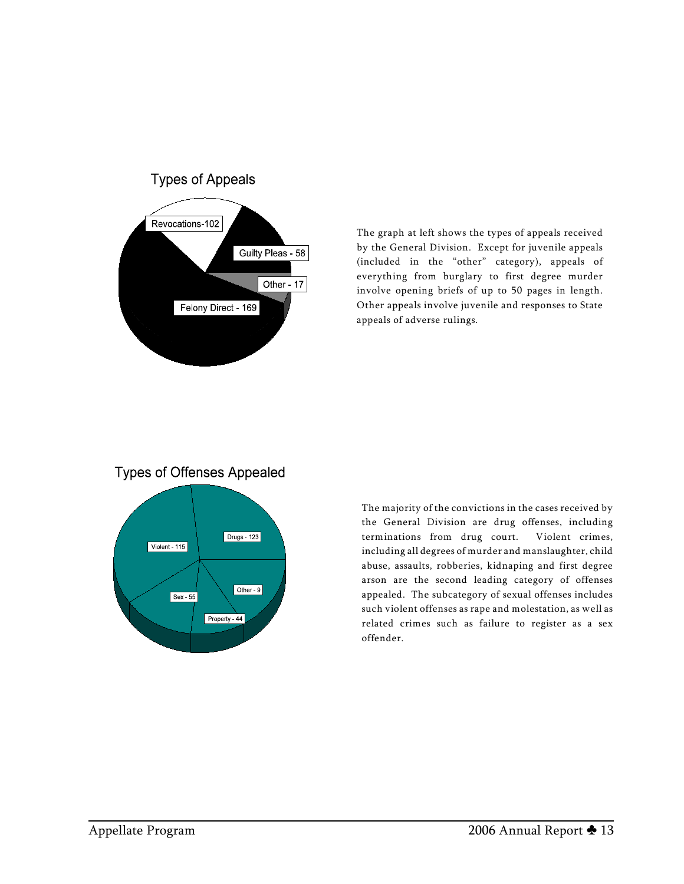## Types of Appeals

Revocations-102

Guilty Pleas - 58

Other - 17

Felony Direct - 169

The graph at left shows the types of appeals received by the General Division. Except for juvenile appeals (included in the "other" category), appeals of everything from burglary to first degree murder involve opening briefs of up to 50 pages in length. Other appeals involve juvenile and responses to State appeals of adverse rulings.

## Types of Offenses Appealed

Drugs - 123

Violent - 115

Other - 9

Sex - 55

Property - 44

The majority of the convictions in the cases received by the General Division are drug offenses, including terminations from drug court. Violent crimes, including all degrees of murder and manslaughter, child abuse, assaults, robberies, kidnaping and first degree arson are the second leading category of offenses appealed. The subcategory of sexual offenses includes such violent offenses as rape and molestation, as well as related crimes such as failure to register as a sex offender.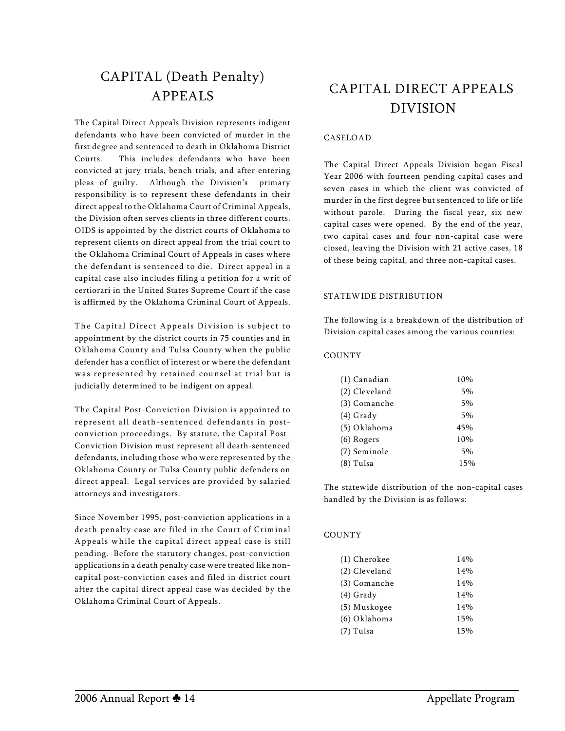# CAPITAL (Death Penalty) APPEALS

The Capital Direct Appeals Division represents indigent defendants who have been convicted of murder in the first degree and sentenced to death in Oklahoma District Courts. This includes defendants who have been convicted at jury trials, bench trials, and after entering pleas of guilty. Although the Division's primary responsibility is to represent these defendants in their direct appeal to the Oklahoma Court of Criminal Appeals, the Division often serves clients in three different courts. OIDS is appointed by the district courts of Oklahoma to represent clients on direct appeal from the trial court to the Oklahoma Criminal Court of Appeals in cases where the defendant is sentenced to die. Direct appeal in a capital case also includes filing a petition for a writ of certiorari in the United States Supreme Court if the case is affirmed by the Oklahoma Criminal Court of Appeals.

The Capital Direct Appeals Division is subject to appointment by the district courts in 75 counties and in Oklahoma County and Tulsa County when the public defender has a conflict of interest or where the defendant was represented by retained counsel at trial but is judicially determined to be indigent on appeal.

The Capital Post-Conviction Division is appointed to represent all death-sentenced defendants in post-conviction proceedings. By statute, the Capital Post-Conviction Division must represent all death-sentenced defendants, including those who were represented by the Oklahoma County or Tulsa County public defenders on direct appeal. Legal services are provided by salaried attorneys and investigators.

Since November 1995, post-conviction applications in a death penalty case are filed in the Court of Criminal Appeals while the capital direct appeal case is still pending. Before the statutory changes, post-conviction applications in a death penalty case were treated like non-capital post-conviction cases and filed in district court after the capital direct appeal case was decided by the Oklahoma Criminal Court of Appeals.

# CAPITAL DIRECT APPEALS DIVISION

## CASELOAD

The Capital Direct Appeals Division began Fiscal Year 2006 with fourteen pending capital cases and seven cases in which the client was convicted of murder in the first degree but sentenced to life or life without parole. During the fiscal year, six new capital cases were opened. By the end of the year, two capital cases and four non-capital case were closed, leaving the Division with 21 active cases, 18 of these being capital, and three non-capital cases.

## STATEWIDE DISTRIBUTION

The following is a breakdown of the distribution of Division capital cases among the various counties:

| COUNTY | |
|---|---|
| (1) Canadian | 10% |
| (2) Cleveland | 5% |
| (3) Comanche | 5% |
| (4) Grady | 5% |
| (5) Oklahoma | 45% |
| (6) Rogers | 10% |
| (7) Seminole | 5% |
| (8) Tulsa | 15% |

The statewide distribution of the non-capital cases handled by the Division is as follows:

| COUNTY | |
|---|---|
| (1) Cherokee | 14% |
| (2) Cleveland | 14% |
| (3) Comanche | 14% |
| (4) Grady | 14% |
| (5) Muskogee | 14% |
| (6) Oklahoma | 15% |
| (7) Tulsa | 15% |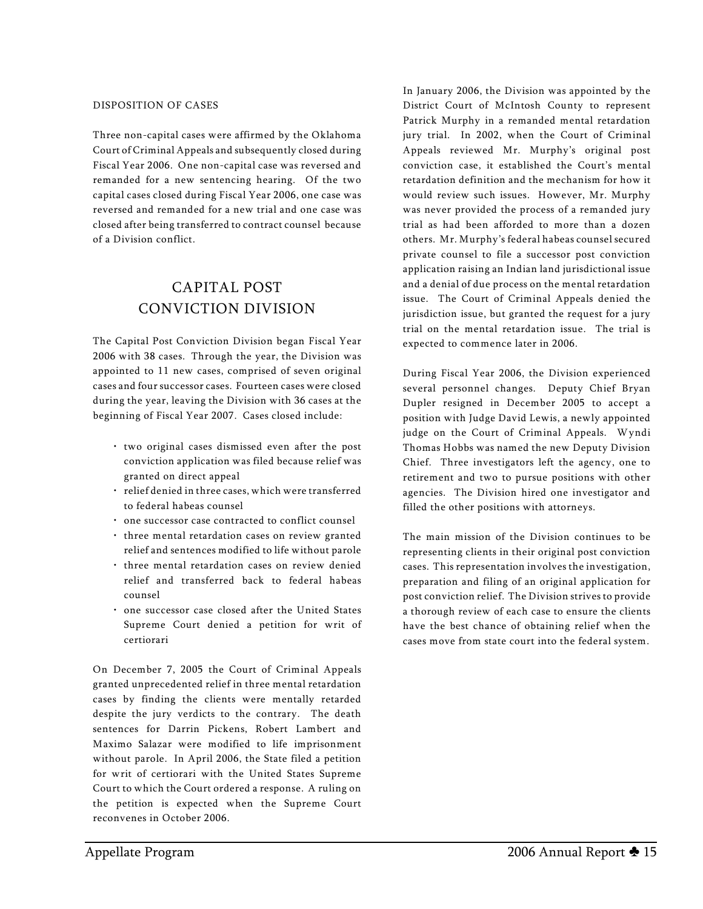DISPOSITION OF CASES

Three non-capital cases were affirmed by the Oklahoma Court of Criminal Appeals and subsequently closed during Fiscal Year 2006. One non-capital case was reversed and remanded for a new sentencing hearing. Of the two capital cases closed during Fiscal Year 2006, one case was reversed and remanded for a new trial and one case was closed after being transferred to contract counsel because of a Division conflict.

## CAPITAL POST CONVICTION DIVISION

The Capital Post Conviction Division began Fiscal Year 2006 with 38 cases. Through the year, the Division was appointed to 11 new cases, comprised of seven original cases and four successor cases. Fourteen cases were closed during the year, leaving the Division with 36 cases at the beginning of Fiscal Year 2007. Cases closed include:

- two original cases dismissed even after the post conviction application was filed because relief was granted on direct appeal
- relief denied in three cases, which were transferred to federal habeas counsel
- one successor case contracted to conflict counsel
- three mental retardation cases on review granted relief and sentences modified to life without parole
- three mental retardation cases on review denied relief and transferred back to federal habeas counsel
- one successor case closed after the United States Supreme Court denied a petition for writ of certiorari

On December 7, 2005 the Court of Criminal Appeals granted unprecedented relief in three mental retardation cases by finding the clients were mentally retarded despite the jury verdicts to the contrary. The death sentences for Darrin Pickens, Robert Lambert and Maximo Salazar were modified to life imprisonment without parole. In April 2006, the State filed a petition for writ of certiorari with the United States Supreme Court to which the Court ordered a response. A ruling on the petition is expected when the Supreme Court reconvenes in October 2006.

In January 2006, the Division was appointed by the District Court of McIntosh County to represent Patrick Murphy in a remanded mental retardation jury trial. In 2002, when the Court of Criminal Appeals reviewed Mr. Murphy's original post conviction case, it established the Court's mental retardation definition and the mechanism for how it would review such issues. However, Mr. Murphy was never provided the process of a remanded jury trial as had been afforded to more than a dozen others. Mr. Murphy's federal habeas counsel secured private counsel to file a successor post conviction application raising an Indian land jurisdictional issue and a denial of due process on the mental retardation issue. The Court of Criminal Appeals denied the jurisdiction issue, but granted the request for a jury trial on the mental retardation issue. The trial is expected to commence later in 2006.

During Fiscal Year 2006, the Division experienced several personnel changes. Deputy Chief Bryan Dupler resigned in December 2005 to accept a position with Judge David Lewis, a newly appointed judge on the Court of Criminal Appeals. Wyndi Thomas Hobbs was named the new Deputy Division Chief. Three investigators left the agency, one to retirement and two to pursue positions with other agencies. The Division hired one investigator and filled the other positions with attorneys.

The main mission of the Division continues to be representing clients in their original post conviction cases. This representation involves the investigation, preparation and filing of an original application for post conviction relief. The Division strives to provide a thorough review of each case to ensure the clients have the best chance of obtaining relief when the cases move from state court into the federal system.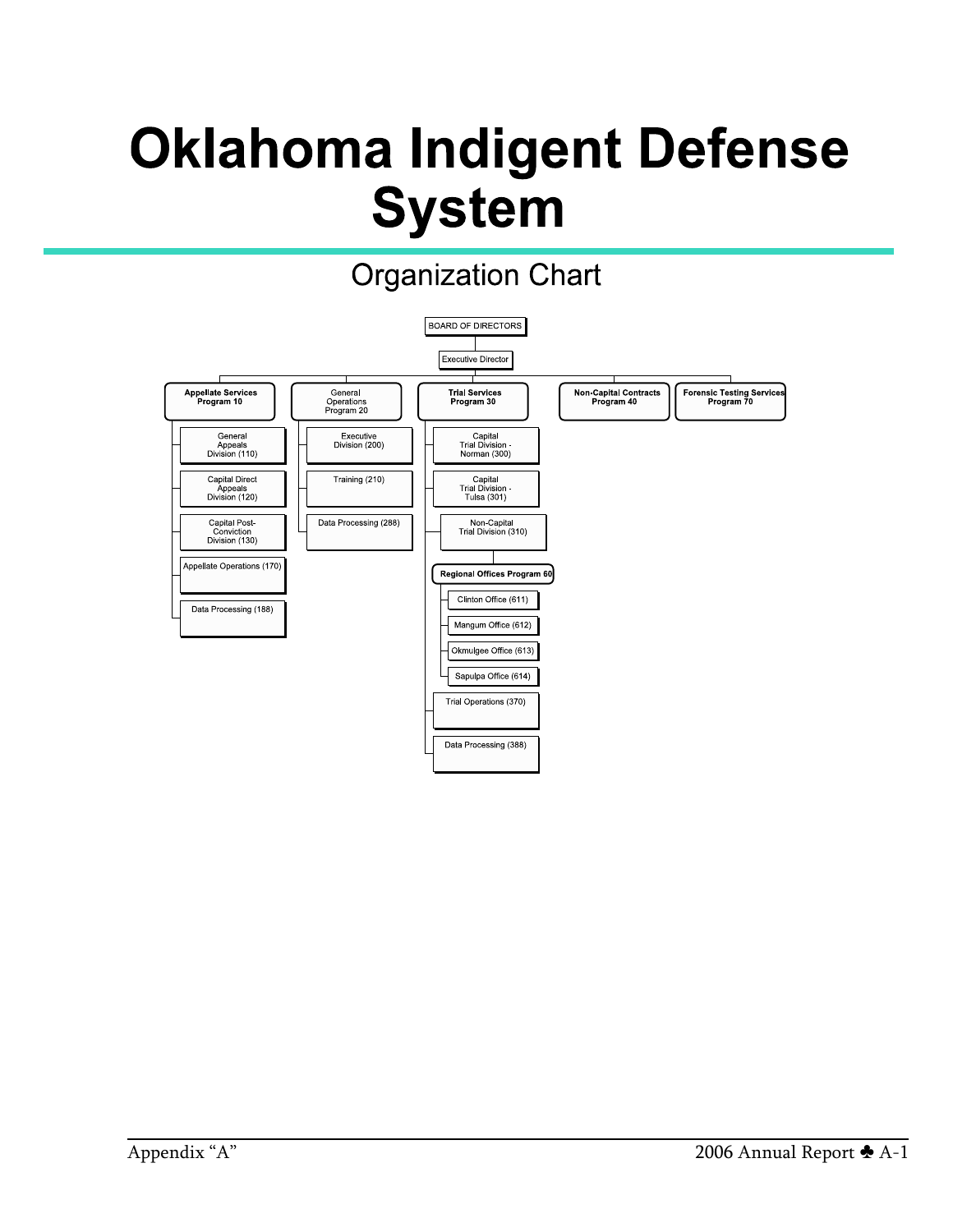# Oklahoma Indigent Defense System

## Organization Chart

- BOARD OF DIRECTORS
  - Executive Director
    - **Appellate Services Program 10**
      - General Appeals Division (110)
      - Capital Direct Appeals Division (120)
      - Capital Post-Conviction Division (130)
      - Appellate Operations (170)
      - Data Processing (188)
    - General Operations Program 20
      - Executive Division (200)
      - Training (210)
      - Data Processing (288)
    - **Trial Services Program 30**
      - Capital Trial Division - Norman (300)
      - Capital Trial Division - Tulsa (301)
      - Non-Capital Trial Division (310)
        - **Regional Offices Program 60**
          - Clinton Office (611)
          - Mangum Office (612)
          - Okmulgee Office (613)
          - Sapulpa Office (614)
      - Trial Operations (370)
      - Data Processing (388)
    - **Non-Capital Contracts Program 40**
    - **Forensic Testing Services Program 70**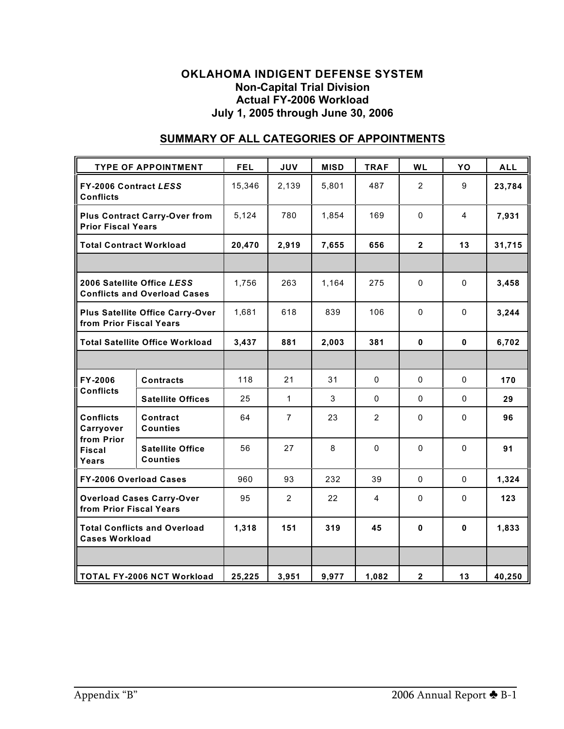# OKLAHOMA INDIGENT DEFENSE SYSTEM
## Non-Capital Trial Division
## Actual FY-2006 Workload
## July 1, 2005 through June 30, 2006

## SUMMARY OF ALL CATEGORIES OF APPOINTMENTS

| TYPE OF APPOINTMENT | | FEL | JUV | MISD | TRAF | WL | YO | ALL |
|---|---|---|---|---|---|---|---|---|
| **FY-2006 Contract *LESS* Conflicts** | | 15,346 | 2,139 | 5,801 | 487 | 2 | 9 | **23,784** |
| **Plus Contract Carry-Over from Prior Fiscal Years** | | 5,124 | 780 | 1,854 | 169 | 0 | 4 | **7,931** |
| **Total Contract Workload** | | **20,470** | **2,919** | **7,655** | **656** | **2** | **13** | **31,715** |
| | | | | | | | | |
| **2006 Satellite Office *LESS* Conflicts and Overload Cases** | | 1,756 | 263 | 1,164 | 275 | 0 | 0 | **3,458** |
| **Plus Satellite Office Carry-Over from Prior Fiscal Years** | | 1,681 | 618 | 839 | 106 | 0 | 0 | **3,244** |
| **Total Satellite Office Workload** | | **3,437** | **881** | **2,003** | **381** | **0** | **0** | **6,702** |
| | | | | | | | | |
| **FY-2006 Conflicts** | **Contracts** | 118 | 21 | 31 | 0 | 0 | 0 | **170** |
| | **Satellite Offices** | 25 | 1 | 3 | 0 | 0 | 0 | **29** |
| **Conflicts Carryover from Prior Fiscal Years** | **Contract Counties** | 64 | 7 | 23 | 2 | 0 | 0 | **96** |
| | **Satellite Office Counties** | 56 | 27 | 8 | 0 | 0 | 0 | **91** |
| **FY-2006 Overload Cases** | | 960 | 93 | 232 | 39 | 0 | 0 | **1,324** |
| **Overload Cases Carry-Over from Prior Fiscal Years** | | 95 | 2 | 22 | 4 | 0 | 0 | **123** |
| **Total Conflicts and Overload Cases Workload** | | **1,318** | **151** | **319** | **45** | **0** | **0** | **1,833** |
| | | | | | | | | |
| **TOTAL FY-2006 NCT Workload** | | **25,225** | **3,951** | **9,977** | **1,082** | **2** | **13** | **40,250** |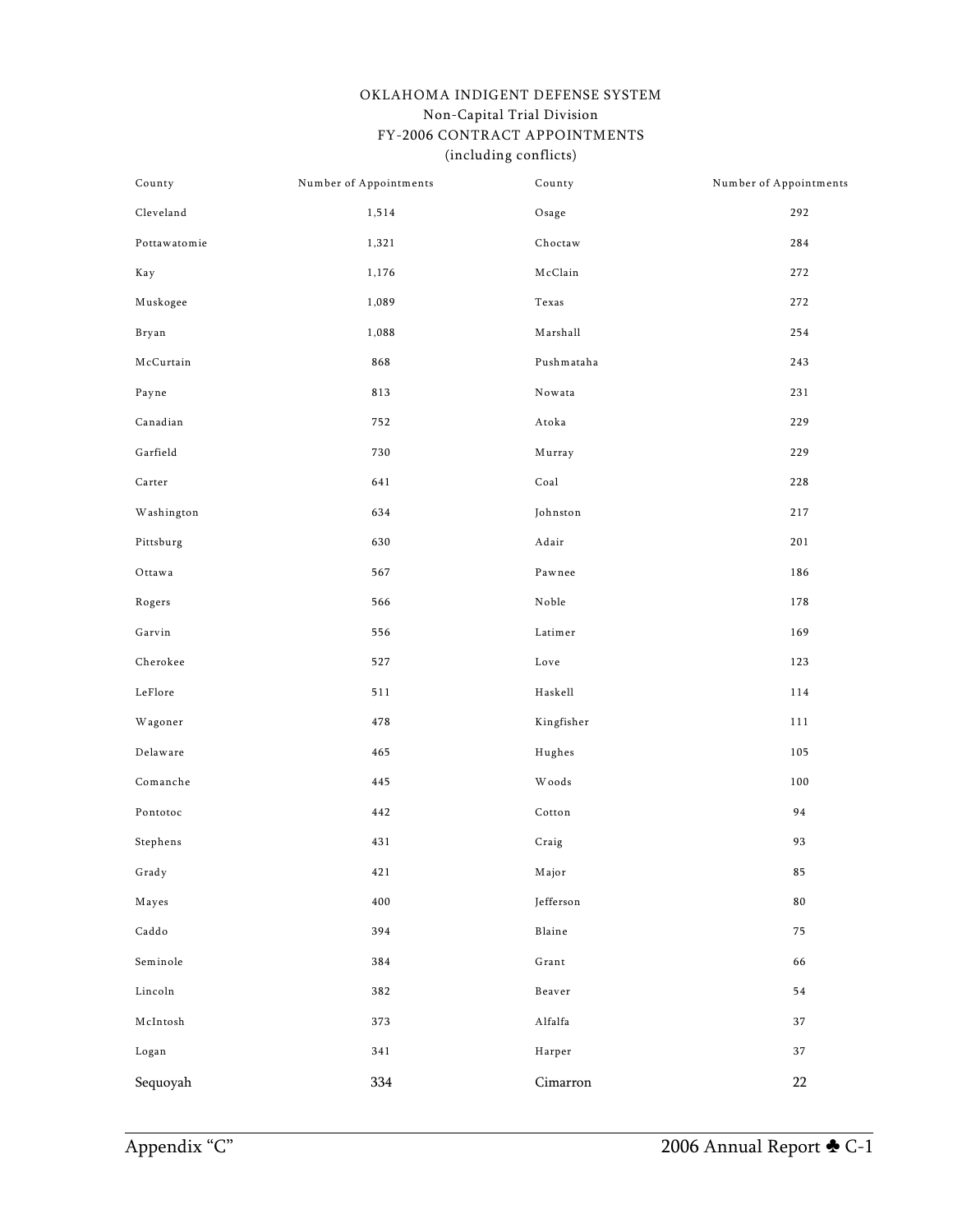# OKLAHOMA INDIGENT DEFENSE SYSTEM
## Non-Capital Trial Division
## FY-2006 CONTRACT APPOINTMENTS
(including conflicts)

| County | Number of Appointments | County | Number of Appointments |
|---|---|---|---|
| Cleveland | 1,514 | Osage | 292 |
| Pottawatomie | 1,321 | Choctaw | 284 |
| Kay | 1,176 | McClain | 272 |
| Muskogee | 1,089 | Texas | 272 |
| Bryan | 1,088 | Marshall | 254 |
| McCurtain | 868 | Pushmataha | 243 |
| Payne | 813 | Nowata | 231 |
| Canadian | 752 | Atoka | 229 |
| Garfield | 730 | Murray | 229 |
| Carter | 641 | Coal | 228 |
| Washington | 634 | Johnston | 217 |
| Pittsburg | 630 | Adair | 201 |
| Ottawa | 567 | Pawnee | 186 |
| Rogers | 566 | Noble | 178 |
| Garvin | 556 | Latimer | 169 |
| Cherokee | 527 | Love | 123 |
| LeFlore | 511 | Haskell | 114 |
| Wagoner | 478 | Kingfisher | 111 |
| Delaware | 465 | Hughes | 105 |
| Comanche | 445 | Woods | 100 |
| Pontotoc | 442 | Cotton | 94 |
| Stephens | 431 | Craig | 93 |
| Grady | 421 | Major | 85 |
| Mayes | 400 | Jefferson | 80 |
| Caddo | 394 | Blaine | 75 |
| Seminole | 384 | Grant | 66 |
| Lincoln | 382 | Beaver | 54 |
| McIntosh | 373 | Alfalfa | 37 |
| Logan | 341 | Harper | 37 |
| Sequoyah | 334 | Cimarron | 22 |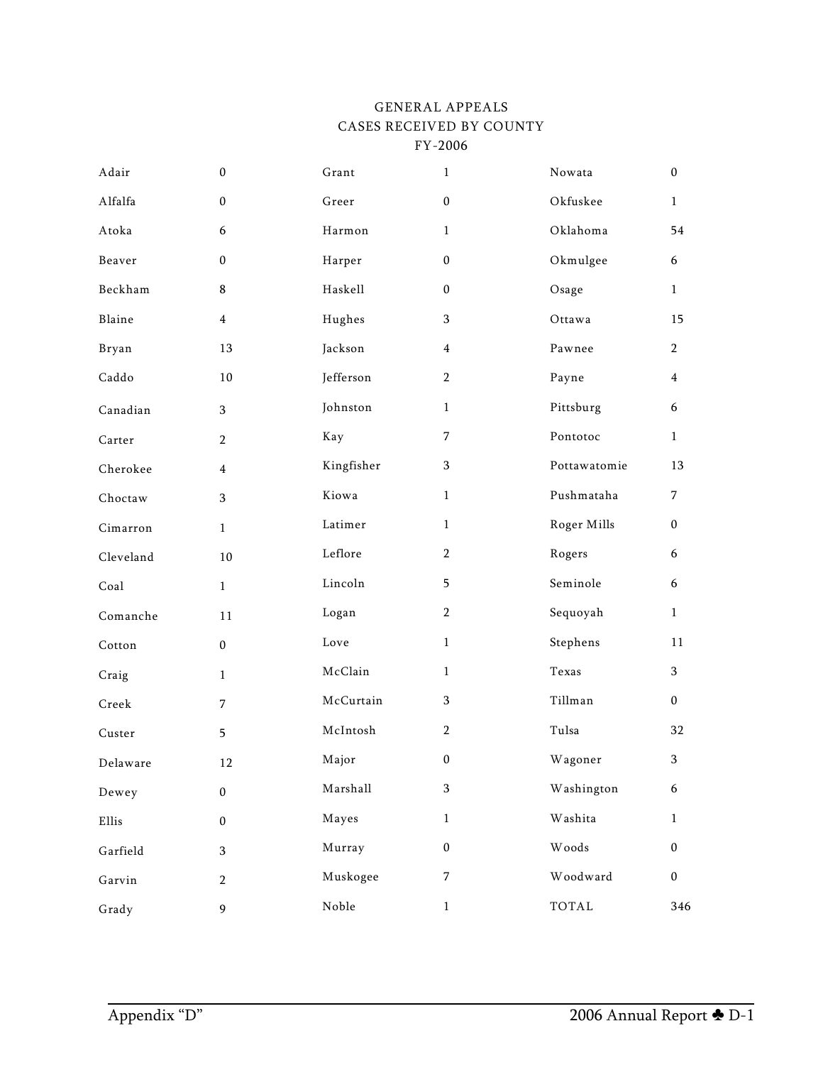GENERAL APPEALS
CASES RECEIVED BY COUNTY
FY-2006

| | | | | | |
|---|---|---|---|---|---|
| Adair | 0 | Grant | 1 | Nowata | 0 |
| Alfalfa | 0 | Greer | 0 | Okfuskee | 1 |
| Atoka | 6 | Harmon | 1 | Oklahoma | 54 |
| Beaver | 0 | Harper | 0 | Okmulgee | 6 |
| Beckham | 8 | Haskell | 0 | Osage | 1 |
| Blaine | 4 | Hughes | 3 | Ottawa | 15 |
| Bryan | 13 | Jackson | 4 | Pawnee | 2 |
| Caddo | 10 | Jefferson | 2 | Payne | 4 |
| Canadian | 3 | Johnston | 1 | Pittsburg | 6 |
| Carter | 2 | Kay | 7 | Pontotoc | 1 |
| Cherokee | 4 | Kingfisher | 3 | Pottawatomie | 13 |
| Choctaw | 3 | Kiowa | 1 | Pushmataha | 7 |
| Cimarron | 1 | Latimer | 1 | Roger Mills | 0 |
| Cleveland | 10 | Leflore | 2 | Rogers | 6 |
| Coal | 1 | Lincoln | 5 | Seminole | 6 |
| Comanche | 11 | Logan | 2 | Sequoyah | 1 |
| Cotton | 0 | Love | 1 | Stephens | 11 |
| Craig | 1 | McClain | 1 | Texas | 3 |
| Creek | 7 | McCurtain | 3 | Tillman | 0 |
| Custer | 5 | McIntosh | 2 | Tulsa | 32 |
| Delaware | 12 | Major | 0 | Wagoner | 3 |
| Dewey | 0 | Marshall | 3 | Washington | 6 |
| Ellis | 0 | Mayes | 1 | Washita | 1 |
| Garfield | 3 | Murray | 0 | Woods | 0 |
| Garvin | 2 | Muskogee | 7 | Woodward | 0 |
| Grady | 9 | Noble | 1 | TOTAL | 346 |